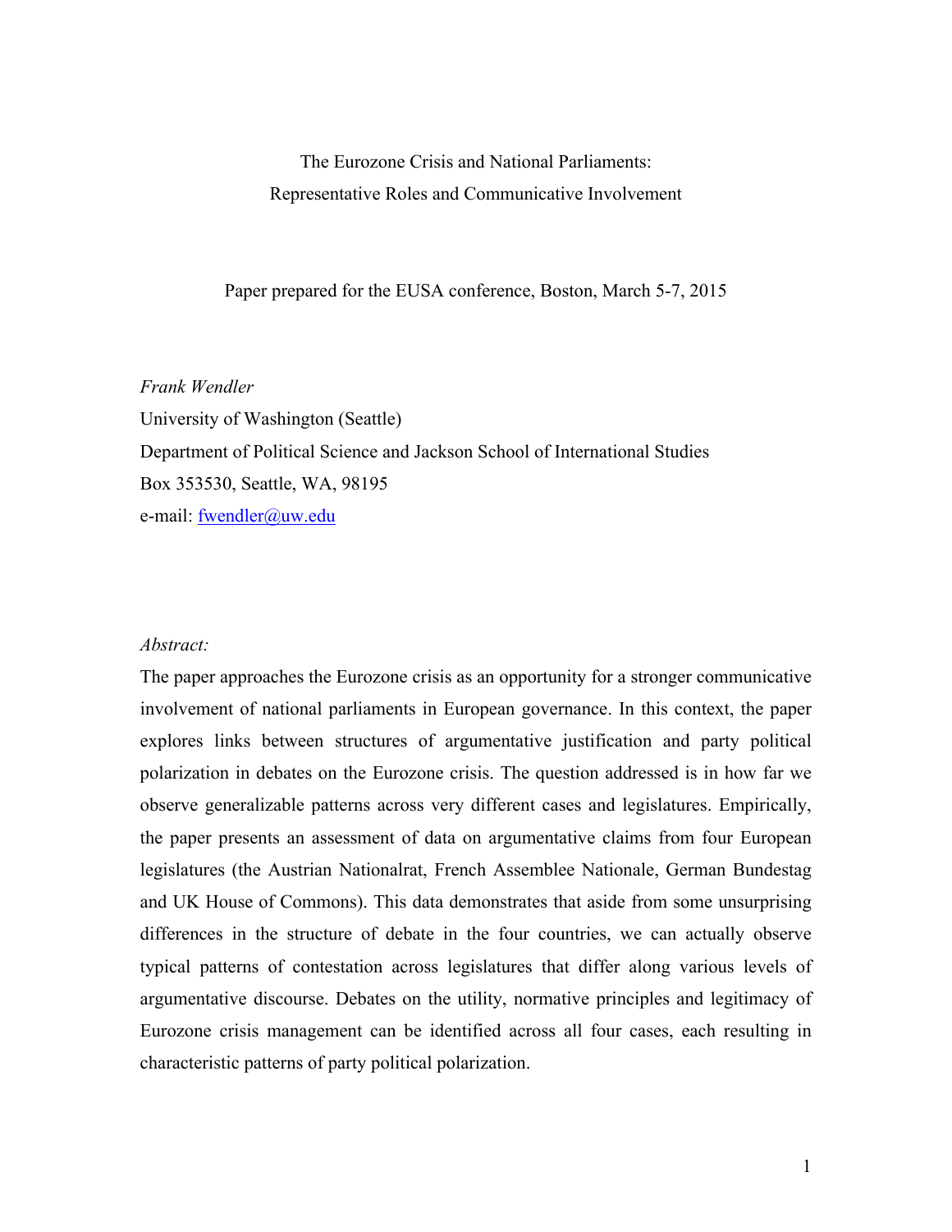# The Eurozone Crisis and National Parliaments: Representative Roles and Communicative Involvement

Paper prepared for the EUSA conference, Boston, March 5-7, 2015

*Frank Wendler*
University of Washington (Seattle)
Department of Political Science and Jackson School of International Studies
Box 353530, Seattle, WA, 98195
e-mail: fwendler@uw.edu

*Abstract:*

The paper approaches the Eurozone crisis as an opportunity for a stronger communicative involvement of national parliaments in European governance. In this context, the paper explores links between structures of argumentative justification and party political polarization in debates on the Eurozone crisis. The question addressed is in how far we observe generalizable patterns across very different cases and legislatures. Empirically, the paper presents an assessment of data on argumentative claims from four European legislatures (the Austrian Nationalrat, French Assemblee Nationale, German Bundestag and UK House of Commons). This data demonstrates that aside from some unsurprising differences in the structure of debate in the four countries, we can actually observe typical patterns of contestation across legislatures that differ along various levels of argumentative discourse. Debates on the utility, normative principles and legitimacy of Eurozone crisis management can be identified across all four cases, each resulting in characteristic patterns of party political polarization.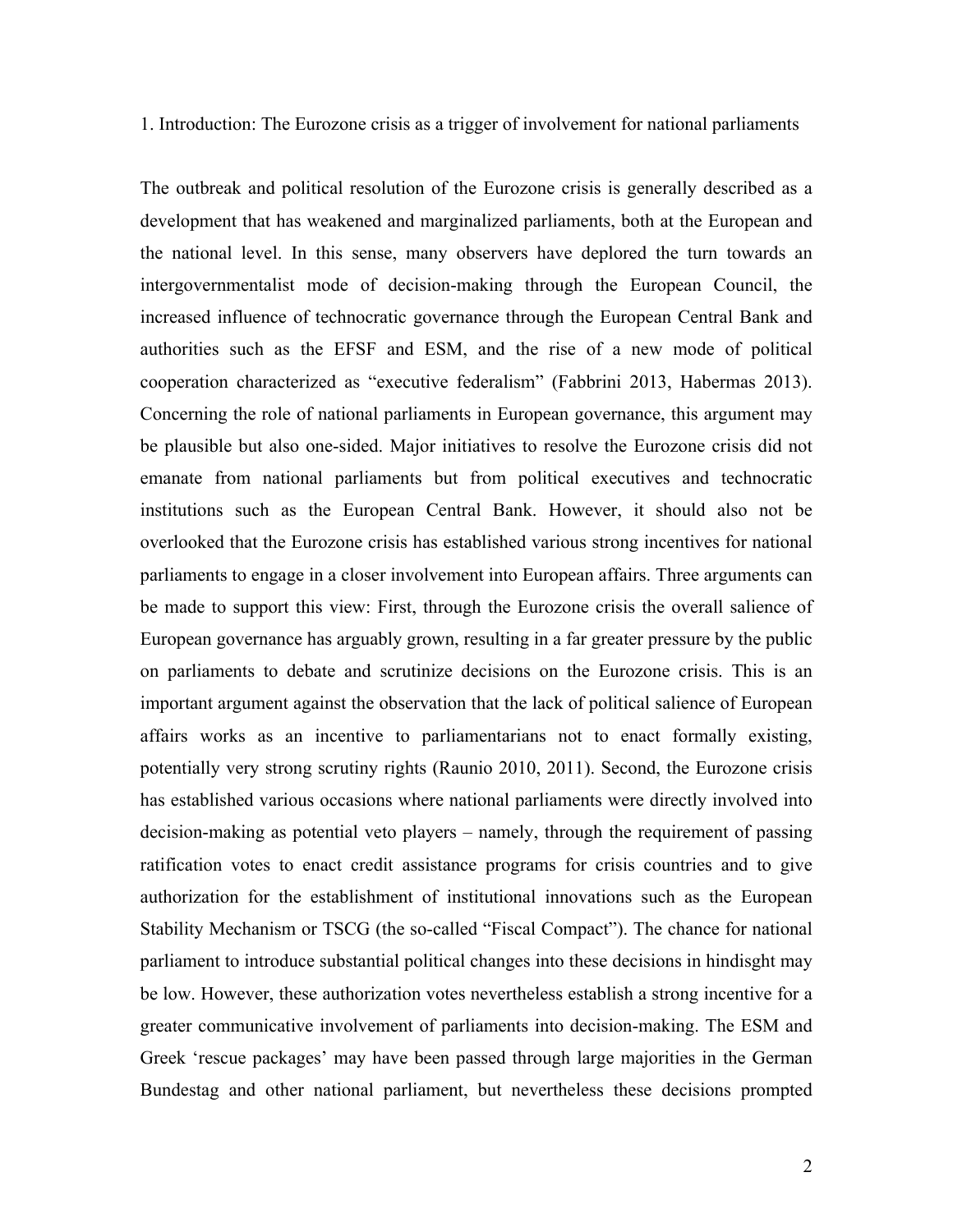## 1. Introduction: The Eurozone crisis as a trigger of involvement for national parliaments

The outbreak and political resolution of the Eurozone crisis is generally described as a development that has weakened and marginalized parliaments, both at the European and the national level. In this sense, many observers have deplored the turn towards an intergovernmentalist mode of decision-making through the European Council, the increased influence of technocratic governance through the European Central Bank and authorities such as the EFSF and ESM, and the rise of a new mode of political cooperation characterized as "executive federalism" (Fabbrini 2013, Habermas 2013). Concerning the role of national parliaments in European governance, this argument may be plausible but also one-sided. Major initiatives to resolve the Eurozone crisis did not emanate from national parliaments but from political executives and technocratic institutions such as the European Central Bank. However, it should also not be overlooked that the Eurozone crisis has established various strong incentives for national parliaments to engage in a closer involvement into European affairs. Three arguments can be made to support this view: First, through the Eurozone crisis the overall salience of European governance has arguably grown, resulting in a far greater pressure by the public on parliaments to debate and scrutinize decisions on the Eurozone crisis. This is an important argument against the observation that the lack of political salience of European affairs works as an incentive to parliamentarians not to enact formally existing, potentially very strong scrutiny rights (Raunio 2010, 2011). Second, the Eurozone crisis has established various occasions where national parliaments were directly involved into decision-making as potential veto players – namely, through the requirement of passing ratification votes to enact credit assistance programs for crisis countries and to give authorization for the establishment of institutional innovations such as the European Stability Mechanism or TSCG (the so-called "Fiscal Compact"). The chance for national parliament to introduce substantial political changes into these decisions in hindisght may be low. However, these authorization votes nevertheless establish a strong incentive for a greater communicative involvement of parliaments into decision-making. The ESM and Greek 'rescue packages' may have been passed through large majorities in the German Bundestag and other national parliament, but nevertheless these decisions prompted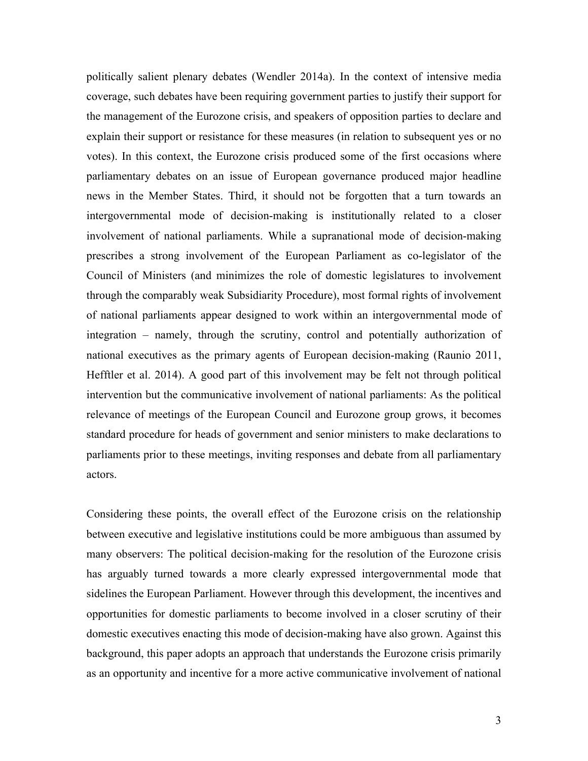politically salient plenary debates (Wendler 2014a). In the context of intensive media coverage, such debates have been requiring government parties to justify their support for the management of the Eurozone crisis, and speakers of opposition parties to declare and explain their support or resistance for these measures (in relation to subsequent yes or no votes). In this context, the Eurozone crisis produced some of the first occasions where parliamentary debates on an issue of European governance produced major headline news in the Member States. Third, it should not be forgotten that a turn towards an intergovernmental mode of decision-making is institutionally related to a closer involvement of national parliaments. While a supranational mode of decision-making prescribes a strong involvement of the European Parliament as co-legislator of the Council of Ministers (and minimizes the role of domestic legislatures to involvement through the comparably weak Subsidiarity Procedure), most formal rights of involvement of national parliaments appear designed to work within an intergovernmental mode of integration – namely, through the scrutiny, control and potentially authorization of national executives as the primary agents of European decision-making (Raunio 2011, Hefftler et al. 2014). A good part of this involvement may be felt not through political intervention but the communicative involvement of national parliaments: As the political relevance of meetings of the European Council and Eurozone group grows, it becomes standard procedure for heads of government and senior ministers to make declarations to parliaments prior to these meetings, inviting responses and debate from all parliamentary actors.

Considering these points, the overall effect of the Eurozone crisis on the relationship between executive and legislative institutions could be more ambiguous than assumed by many observers: The political decision-making for the resolution of the Eurozone crisis has arguably turned towards a more clearly expressed intergovernmental mode that sidelines the European Parliament. However through this development, the incentives and opportunities for domestic parliaments to become involved in a closer scrutiny of their domestic executives enacting this mode of decision-making have also grown. Against this background, this paper adopts an approach that understands the Eurozone crisis primarily as an opportunity and incentive for a more active communicative involvement of national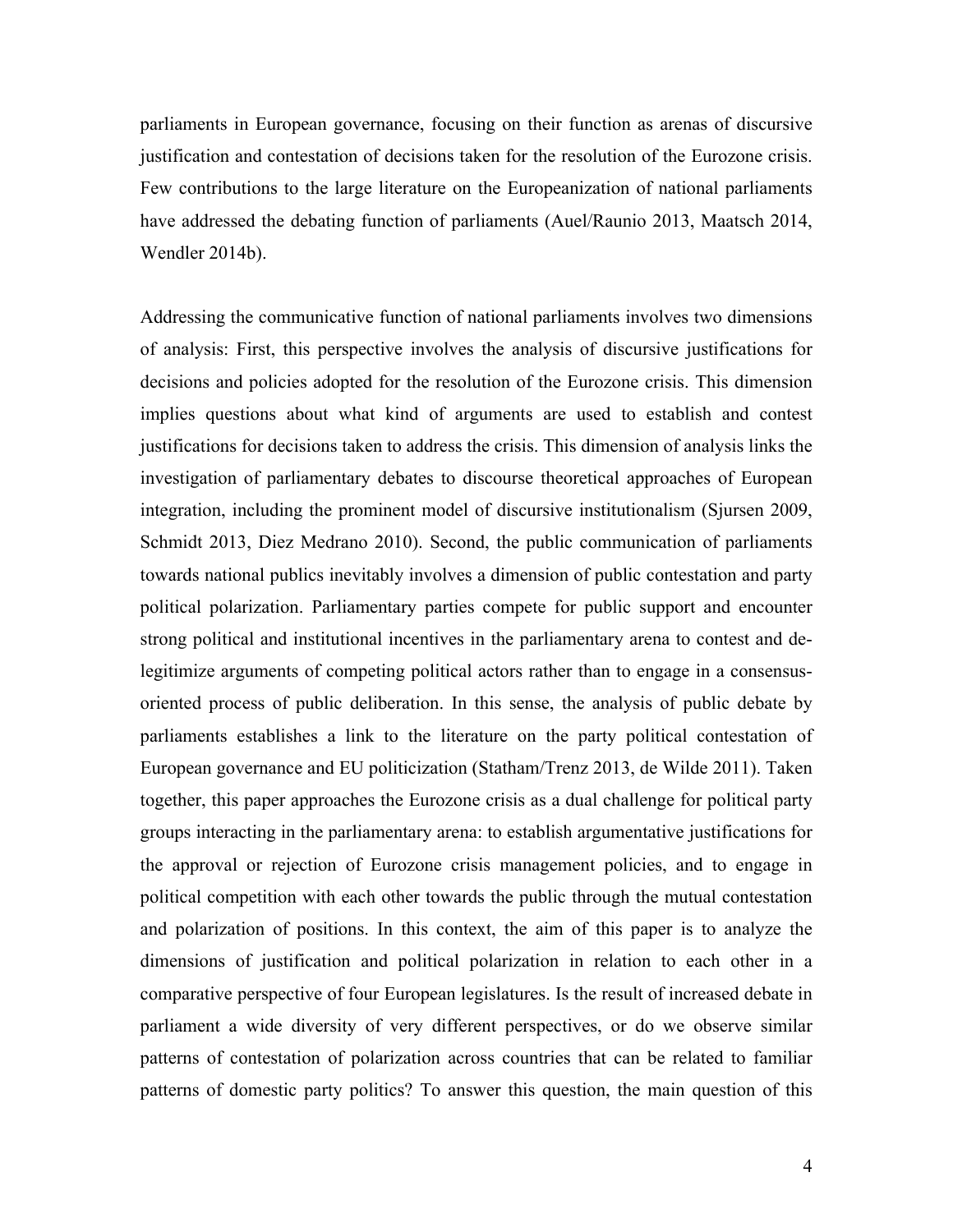parliaments in European governance, focusing on their function as arenas of discursive justification and contestation of decisions taken for the resolution of the Eurozone crisis. Few contributions to the large literature on the Europeanization of national parliaments have addressed the debating function of parliaments (Auel/Raunio 2013, Maatsch 2014, Wendler 2014b).

Addressing the communicative function of national parliaments involves two dimensions of analysis: First, this perspective involves the analysis of discursive justifications for decisions and policies adopted for the resolution of the Eurozone crisis. This dimension implies questions about what kind of arguments are used to establish and contest justifications for decisions taken to address the crisis. This dimension of analysis links the investigation of parliamentary debates to discourse theoretical approaches of European integration, including the prominent model of discursive institutionalism (Sjursen 2009, Schmidt 2013, Diez Medrano 2010). Second, the public communication of parliaments towards national publics inevitably involves a dimension of public contestation and party political polarization. Parliamentary parties compete for public support and encounter strong political and institutional incentives in the parliamentary arena to contest and de-legitimize arguments of competing political actors rather than to engage in a consensus-oriented process of public deliberation. In this sense, the analysis of public debate by parliaments establishes a link to the literature on the party political contestation of European governance and EU politicization (Statham/Trenz 2013, de Wilde 2011). Taken together, this paper approaches the Eurozone crisis as a dual challenge for political party groups interacting in the parliamentary arena: to establish argumentative justifications for the approval or rejection of Eurozone crisis management policies, and to engage in political competition with each other towards the public through the mutual contestation and polarization of positions. In this context, the aim of this paper is to analyze the dimensions of justification and political polarization in relation to each other in a comparative perspective of four European legislatures. Is the result of increased debate in parliament a wide diversity of very different perspectives, or do we observe similar patterns of contestation of polarization across countries that can be related to familiar patterns of domestic party politics? To answer this question, the main question of this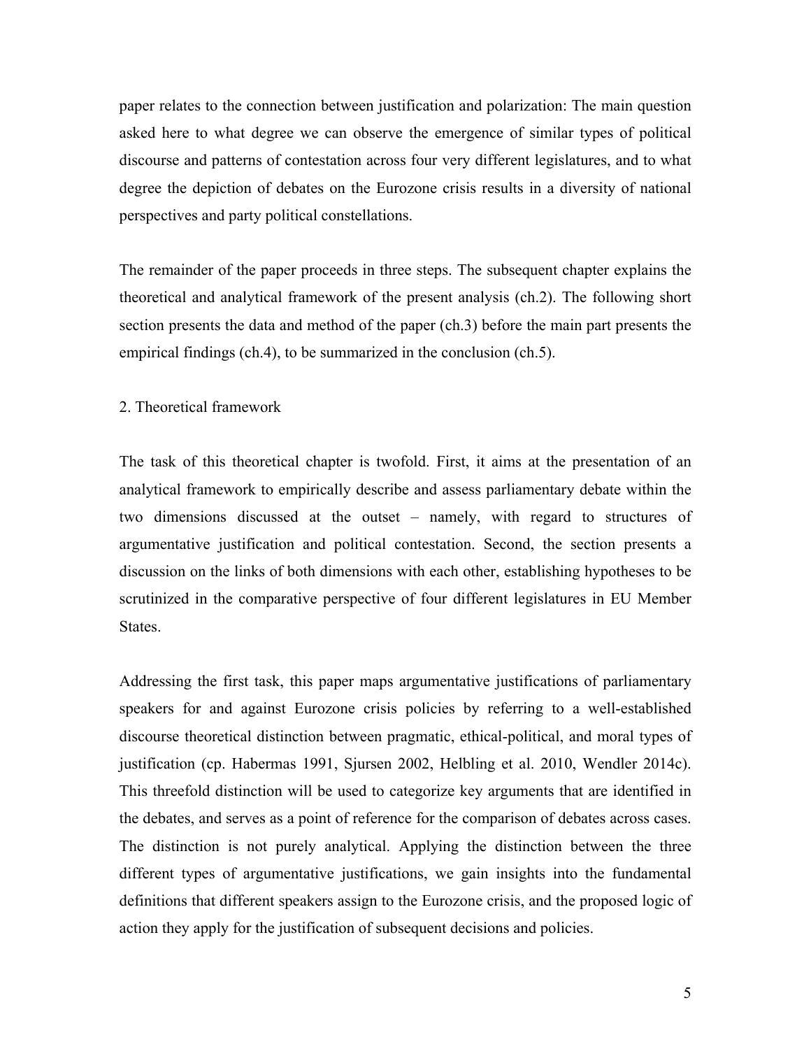paper relates to the connection between justification and polarization: The main question asked here to what degree we can observe the emergence of similar types of political discourse and patterns of contestation across four very different legislatures, and to what degree the depiction of debates on the Eurozone crisis results in a diversity of national perspectives and party political constellations.

The remainder of the paper proceeds in three steps. The subsequent chapter explains the theoretical and analytical framework of the present analysis (ch.2). The following short section presents the data and method of the paper (ch.3) before the main part presents the empirical findings (ch.4), to be summarized in the conclusion (ch.5).

## 2. Theoretical framework

The task of this theoretical chapter is twofold. First, it aims at the presentation of an analytical framework to empirically describe and assess parliamentary debate within the two dimensions discussed at the outset – namely, with regard to structures of argumentative justification and political contestation. Second, the section presents a discussion on the links of both dimensions with each other, establishing hypotheses to be scrutinized in the comparative perspective of four different legislatures in EU Member States.

Addressing the first task, this paper maps argumentative justifications of parliamentary speakers for and against Eurozone crisis policies by referring to a well-established discourse theoretical distinction between pragmatic, ethical-political, and moral types of justification (cp. Habermas 1991, Sjursen 2002, Helbling et al. 2010, Wendler 2014c). This threefold distinction will be used to categorize key arguments that are identified in the debates, and serves as a point of reference for the comparison of debates across cases. The distinction is not purely analytical. Applying the distinction between the three different types of argumentative justifications, we gain insights into the fundamental definitions that different speakers assign to the Eurozone crisis, and the proposed logic of action they apply for the justification of subsequent decisions and policies.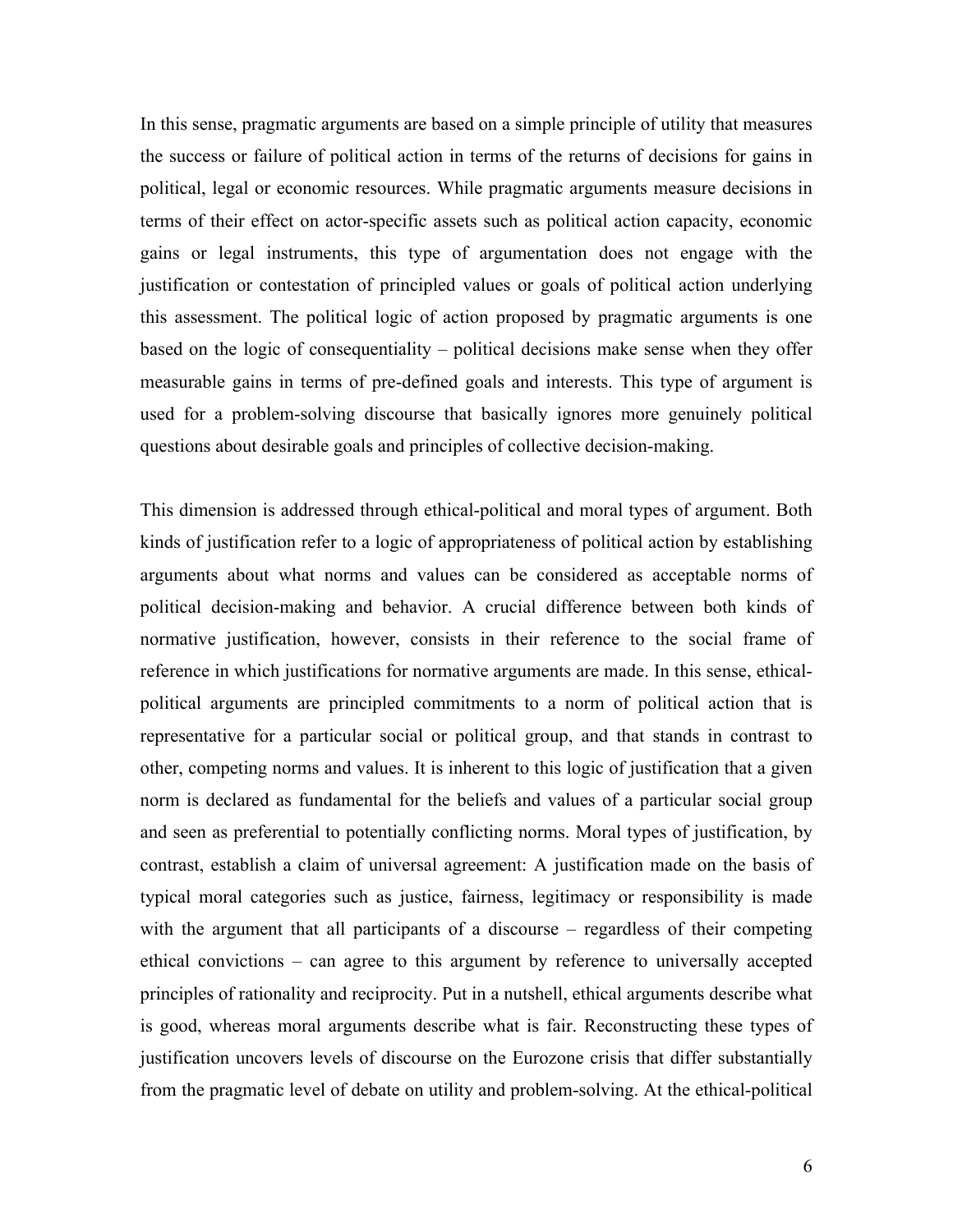In this sense, pragmatic arguments are based on a simple principle of utility that measures the success or failure of political action in terms of the returns of decisions for gains in political, legal or economic resources. While pragmatic arguments measure decisions in terms of their effect on actor-specific assets such as political action capacity, economic gains or legal instruments, this type of argumentation does not engage with the justification or contestation of principled values or goals of political action underlying this assessment. The political logic of action proposed by pragmatic arguments is one based on the logic of consequentiality – political decisions make sense when they offer measurable gains in terms of pre-defined goals and interests. This type of argument is used for a problem-solving discourse that basically ignores more genuinely political questions about desirable goals and principles of collective decision-making.

This dimension is addressed through ethical-political and moral types of argument. Both kinds of justification refer to a logic of appropriateness of political action by establishing arguments about what norms and values can be considered as acceptable norms of political decision-making and behavior. A crucial difference between both kinds of normative justification, however, consists in their reference to the social frame of reference in which justifications for normative arguments are made. In this sense, ethical-political arguments are principled commitments to a norm of political action that is representative for a particular social or political group, and that stands in contrast to other, competing norms and values. It is inherent to this logic of justification that a given norm is declared as fundamental for the beliefs and values of a particular social group and seen as preferential to potentially conflicting norms. Moral types of justification, by contrast, establish a claim of universal agreement: A justification made on the basis of typical moral categories such as justice, fairness, legitimacy or responsibility is made with the argument that all participants of a discourse – regardless of their competing ethical convictions – can agree to this argument by reference to universally accepted principles of rationality and reciprocity. Put in a nutshell, ethical arguments describe what is good, whereas moral arguments describe what is fair. Reconstructing these types of justification uncovers levels of discourse on the Eurozone crisis that differ substantially from the pragmatic level of debate on utility and problem-solving. At the ethical-political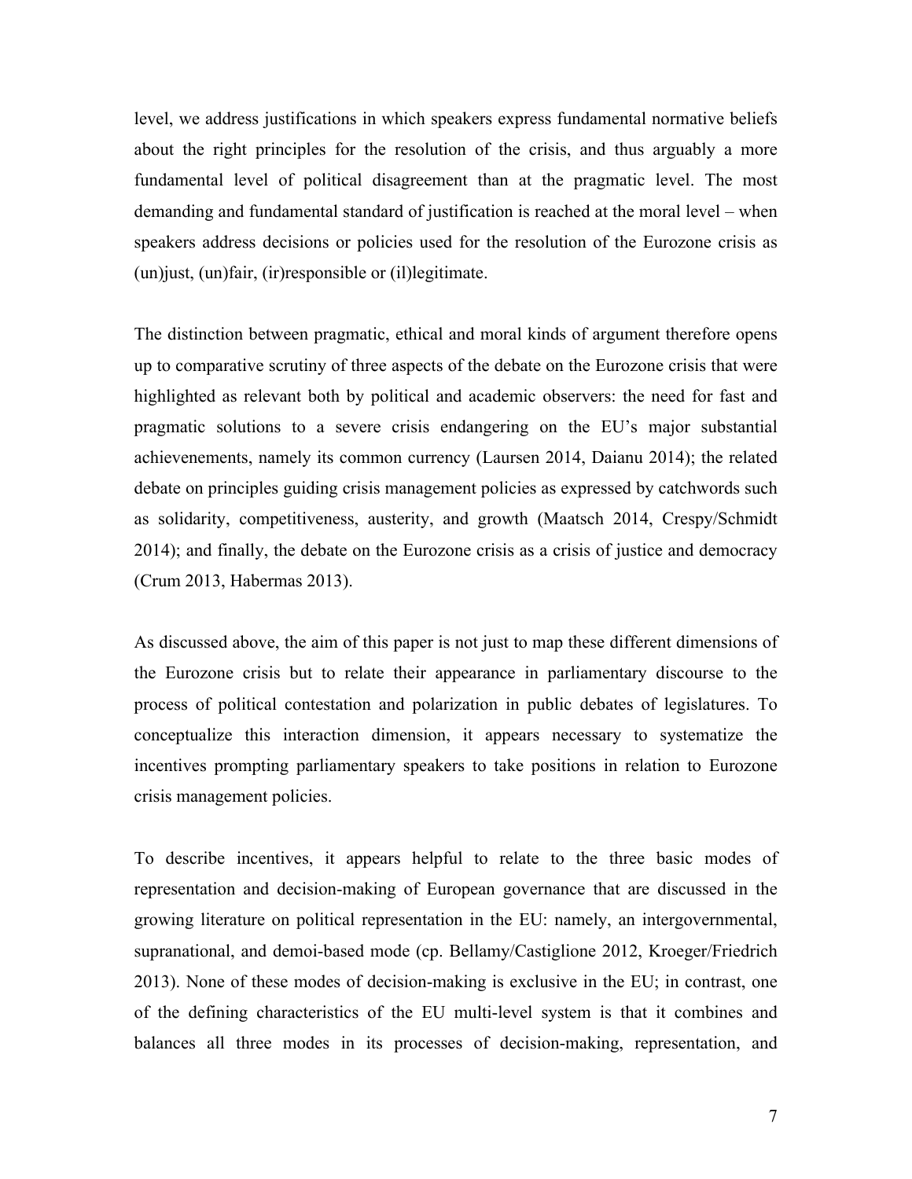level, we address justifications in which speakers express fundamental normative beliefs about the right principles for the resolution of the crisis, and thus arguably a more fundamental level of political disagreement than at the pragmatic level. The most demanding and fundamental standard of justification is reached at the moral level – when speakers address decisions or policies used for the resolution of the Eurozone crisis as (un)just, (un)fair, (ir)responsible or (il)legitimate.

The distinction between pragmatic, ethical and moral kinds of argument therefore opens up to comparative scrutiny of three aspects of the debate on the Eurozone crisis that were highlighted as relevant both by political and academic observers: the need for fast and pragmatic solutions to a severe crisis endangering on the EU's major substantial achievenements, namely its common currency (Laursen 2014, Daianu 2014); the related debate on principles guiding crisis management policies as expressed by catchwords such as solidarity, competitiveness, austerity, and growth (Maatsch 2014, Crespy/Schmidt 2014); and finally, the debate on the Eurozone crisis as a crisis of justice and democracy (Crum 2013, Habermas 2013).

As discussed above, the aim of this paper is not just to map these different dimensions of the Eurozone crisis but to relate their appearance in parliamentary discourse to the process of political contestation and polarization in public debates of legislatures. To conceptualize this interaction dimension, it appears necessary to systematize the incentives prompting parliamentary speakers to take positions in relation to Eurozone crisis management policies.

To describe incentives, it appears helpful to relate to the three basic modes of representation and decision-making of European governance that are discussed in the growing literature on political representation in the EU: namely, an intergovernmental, supranational, and demoi-based mode (cp. Bellamy/Castiglione 2012, Kroeger/Friedrich 2013). None of these modes of decision-making is exclusive in the EU; in contrast, one of the defining characteristics of the EU multi-level system is that it combines and balances all three modes in its processes of decision-making, representation, and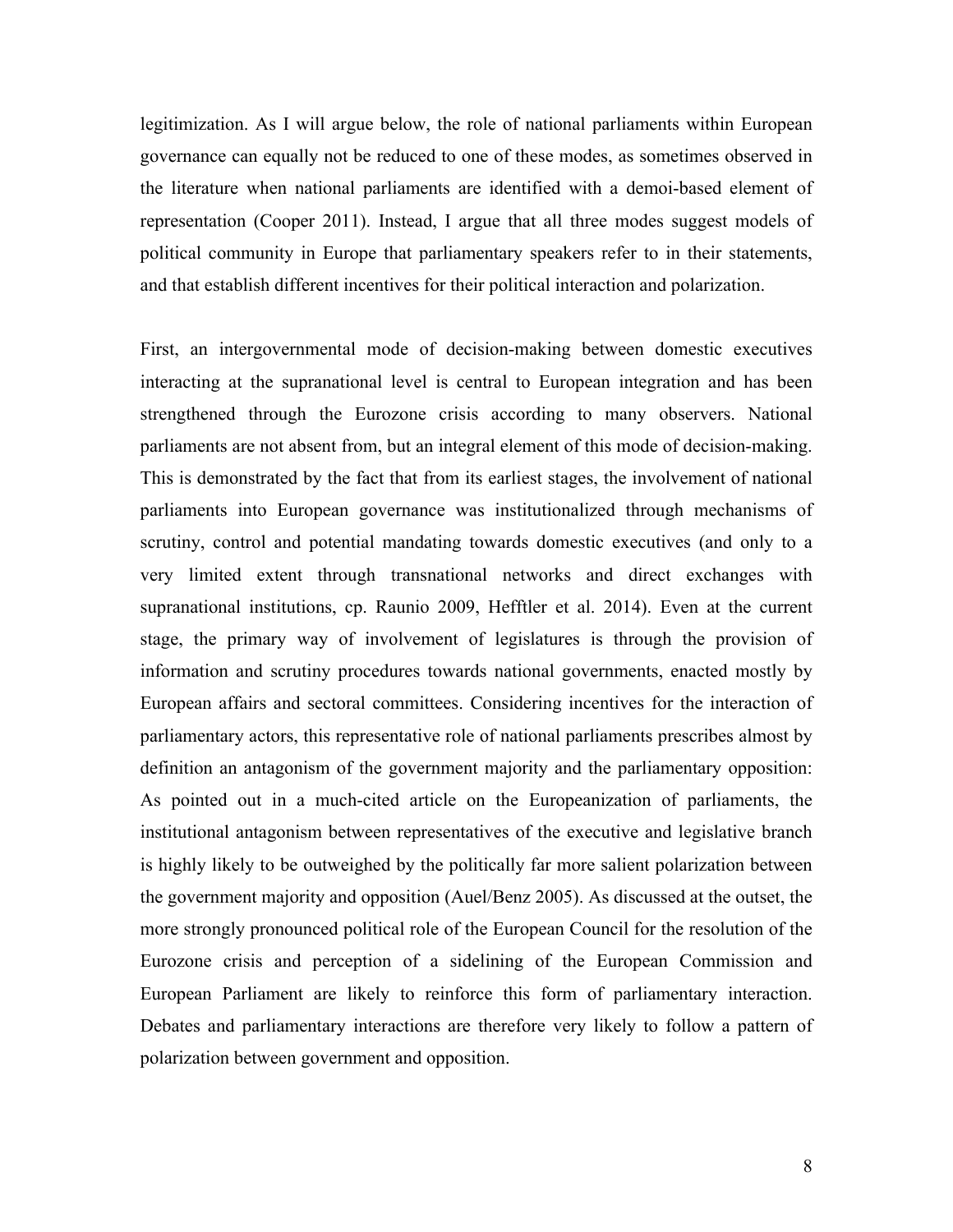legitimization. As I will argue below, the role of national parliaments within European governance can equally not be reduced to one of these modes, as sometimes observed in the literature when national parliaments are identified with a demoi-based element of representation (Cooper 2011). Instead, I argue that all three modes suggest models of political community in Europe that parliamentary speakers refer to in their statements, and that establish different incentives for their political interaction and polarization.

First, an intergovernmental mode of decision-making between domestic executives interacting at the supranational level is central to European integration and has been strengthened through the Eurozone crisis according to many observers. National parliaments are not absent from, but an integral element of this mode of decision-making. This is demonstrated by the fact that from its earliest stages, the involvement of national parliaments into European governance was institutionalized through mechanisms of scrutiny, control and potential mandating towards domestic executives (and only to a very limited extent through transnational networks and direct exchanges with supranational institutions, cp. Raunio 2009, Hefftler et al. 2014). Even at the current stage, the primary way of involvement of legislatures is through the provision of information and scrutiny procedures towards national governments, enacted mostly by European affairs and sectoral committees. Considering incentives for the interaction of parliamentary actors, this representative role of national parliaments prescribes almost by definition an antagonism of the government majority and the parliamentary opposition: As pointed out in a much-cited article on the Europeanization of parliaments, the institutional antagonism between representatives of the executive and legislative branch is highly likely to be outweighed by the politically far more salient polarization between the government majority and opposition (Auel/Benz 2005). As discussed at the outset, the more strongly pronounced political role of the European Council for the resolution of the Eurozone crisis and perception of a sidelining of the European Commission and European Parliament are likely to reinforce this form of parliamentary interaction. Debates and parliamentary interactions are therefore very likely to follow a pattern of polarization between government and opposition.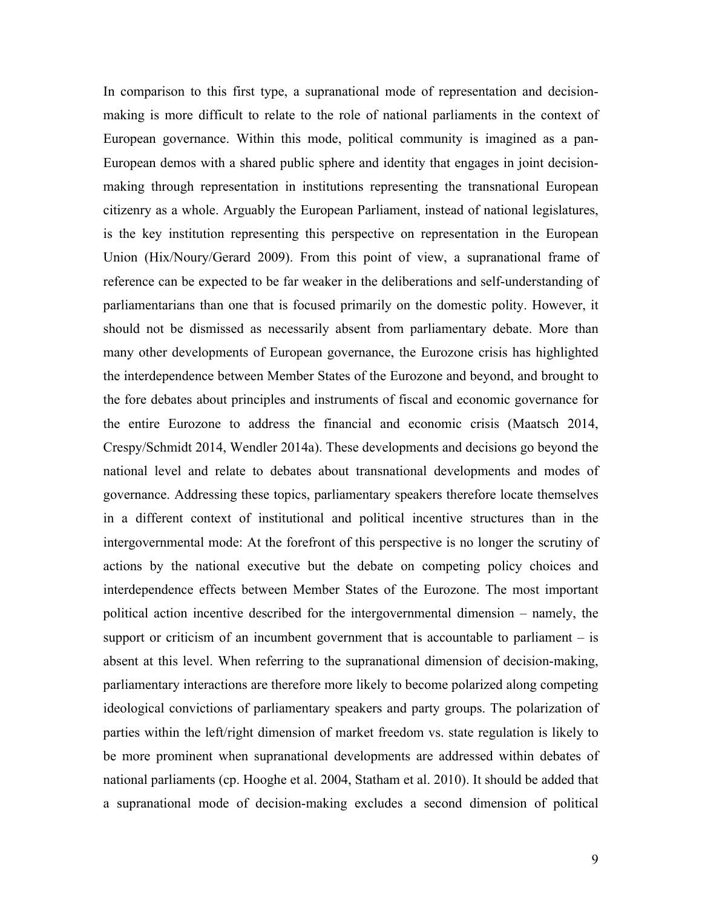In comparison to this first type, a supranational mode of representation and decision-making is more difficult to relate to the role of national parliaments in the context of European governance. Within this mode, political community is imagined as a pan-European demos with a shared public sphere and identity that engages in joint decision-making through representation in institutions representing the transnational European citizenry as a whole. Arguably the European Parliament, instead of national legislatures, is the key institution representing this perspective on representation in the European Union (Hix/Noury/Gerard 2009). From this point of view, a supranational frame of reference can be expected to be far weaker in the deliberations and self-understanding of parliamentarians than one that is focused primarily on the domestic polity. However, it should not be dismissed as necessarily absent from parliamentary debate. More than many other developments of European governance, the Eurozone crisis has highlighted the interdependence between Member States of the Eurozone and beyond, and brought to the fore debates about principles and instruments of fiscal and economic governance for the entire Eurozone to address the financial and economic crisis (Maatsch 2014, Crespy/Schmidt 2014, Wendler 2014a). These developments and decisions go beyond the national level and relate to debates about transnational developments and modes of governance. Addressing these topics, parliamentary speakers therefore locate themselves in a different context of institutional and political incentive structures than in the intergovernmental mode: At the forefront of this perspective is no longer the scrutiny of actions by the national executive but the debate on competing policy choices and interdependence effects between Member States of the Eurozone. The most important political action incentive described for the intergovernmental dimension – namely, the support or criticism of an incumbent government that is accountable to parliament – is absent at this level. When referring to the supranational dimension of decision-making, parliamentary interactions are therefore more likely to become polarized along competing ideological convictions of parliamentary speakers and party groups. The polarization of parties within the left/right dimension of market freedom vs. state regulation is likely to be more prominent when supranational developments are addressed within debates of national parliaments (cp. Hooghe et al. 2004, Statham et al. 2010). It should be added that a supranational mode of decision-making excludes a second dimension of political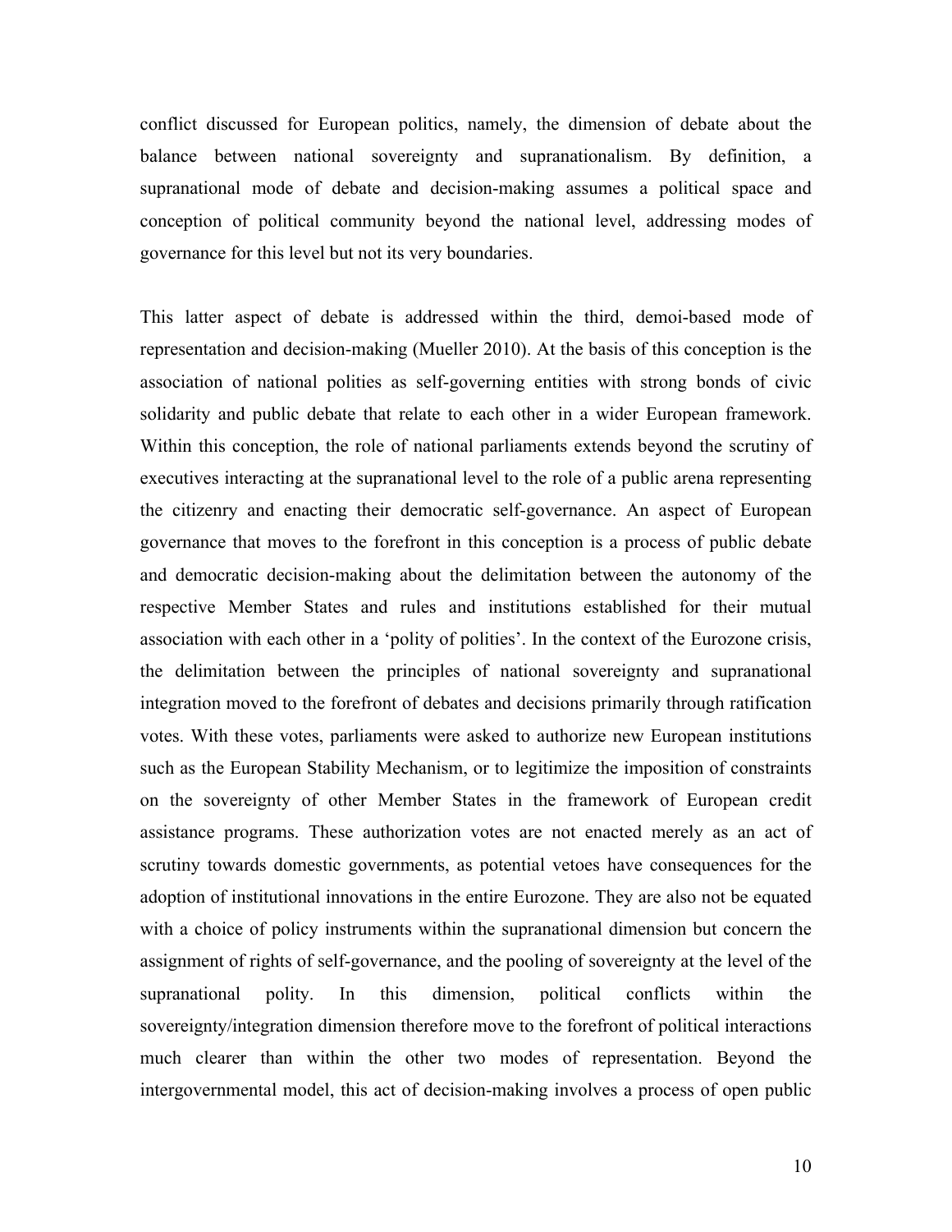conflict discussed for European politics, namely, the dimension of debate about the balance between national sovereignty and supranationalism. By definition, a supranational mode of debate and decision-making assumes a political space and conception of political community beyond the national level, addressing modes of governance for this level but not its very boundaries.

This latter aspect of debate is addressed within the third, demoi-based mode of representation and decision-making (Mueller 2010). At the basis of this conception is the association of national polities as self-governing entities with strong bonds of civic solidarity and public debate that relate to each other in a wider European framework. Within this conception, the role of national parliaments extends beyond the scrutiny of executives interacting at the supranational level to the role of a public arena representing the citizenry and enacting their democratic self-governance. An aspect of European governance that moves to the forefront in this conception is a process of public debate and democratic decision-making about the delimitation between the autonomy of the respective Member States and rules and institutions established for their mutual association with each other in a 'polity of polities'. In the context of the Eurozone crisis, the delimitation between the principles of national sovereignty and supranational integration moved to the forefront of debates and decisions primarily through ratification votes. With these votes, parliaments were asked to authorize new European institutions such as the European Stability Mechanism, or to legitimize the imposition of constraints on the sovereignty of other Member States in the framework of European credit assistance programs. These authorization votes are not enacted merely as an act of scrutiny towards domestic governments, as potential vetoes have consequences for the adoption of institutional innovations in the entire Eurozone. They are also not be equated with a choice of policy instruments within the supranational dimension but concern the assignment of rights of self-governance, and the pooling of sovereignty at the level of the supranational polity. In this dimension, political conflicts within the sovereignty/integration dimension therefore move to the forefront of political interactions much clearer than within the other two modes of representation. Beyond the intergovernmental model, this act of decision-making involves a process of open public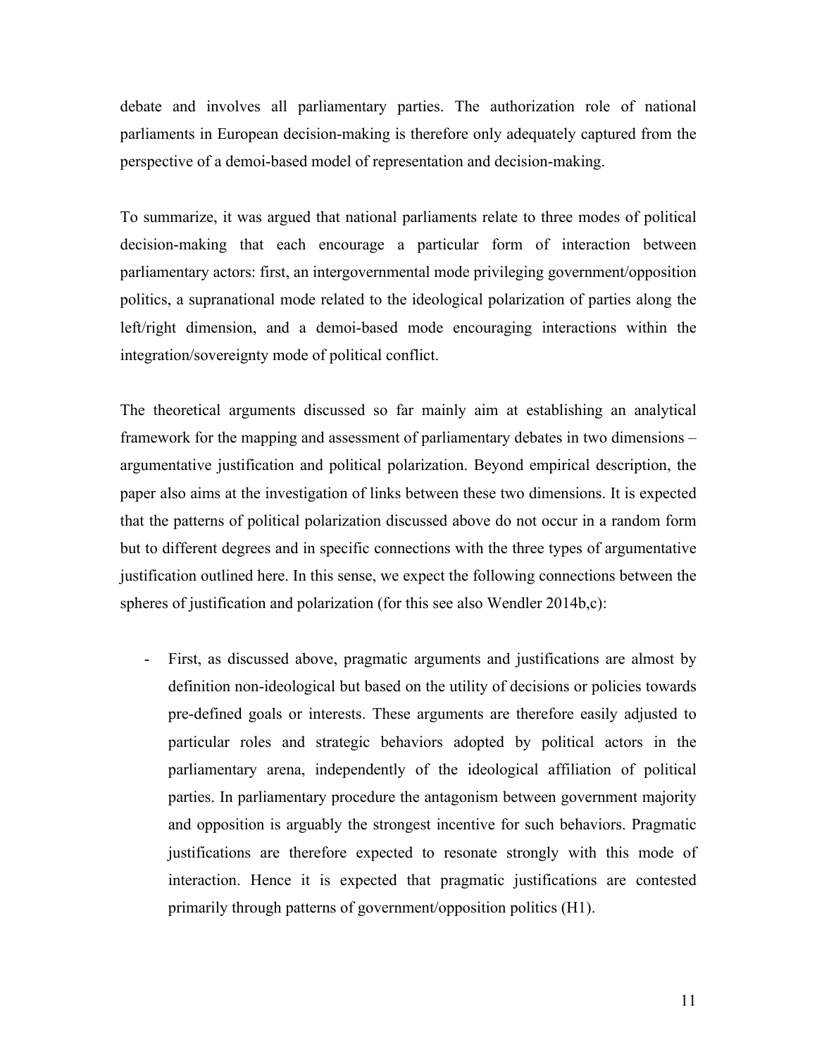debate and involves all parliamentary parties. The authorization role of national parliaments in European decision-making is therefore only adequately captured from the perspective of a demoi-based model of representation and decision-making.

To summarize, it was argued that national parliaments relate to three modes of political decision-making that each encourage a particular form of interaction between parliamentary actors: first, an intergovernmental mode privileging government/opposition politics, a supranational mode related to the ideological polarization of parties along the left/right dimension, and a demoi-based mode encouraging interactions within the integration/sovereignty mode of political conflict.

The theoretical arguments discussed so far mainly aim at establishing an analytical framework for the mapping and assessment of parliamentary debates in two dimensions – argumentative justification and political polarization. Beyond empirical description, the paper also aims at the investigation of links between these two dimensions. It is expected that the patterns of political polarization discussed above do not occur in a random form but to different degrees and in specific connections with the three types of argumentative justification outlined here. In this sense, we expect the following connections between the spheres of justification and polarization (for this see also Wendler 2014b,c):

- First, as discussed above, pragmatic arguments and justifications are almost by definition non-ideological but based on the utility of decisions or policies towards pre-defined goals or interests. These arguments are therefore easily adjusted to particular roles and strategic behaviors adopted by political actors in the parliamentary arena, independently of the ideological affiliation of political parties. In parliamentary procedure the antagonism between government majority and opposition is arguably the strongest incentive for such behaviors. Pragmatic justifications are therefore expected to resonate strongly with this mode of interaction. Hence it is expected that pragmatic justifications are contested primarily through patterns of government/opposition politics (H1).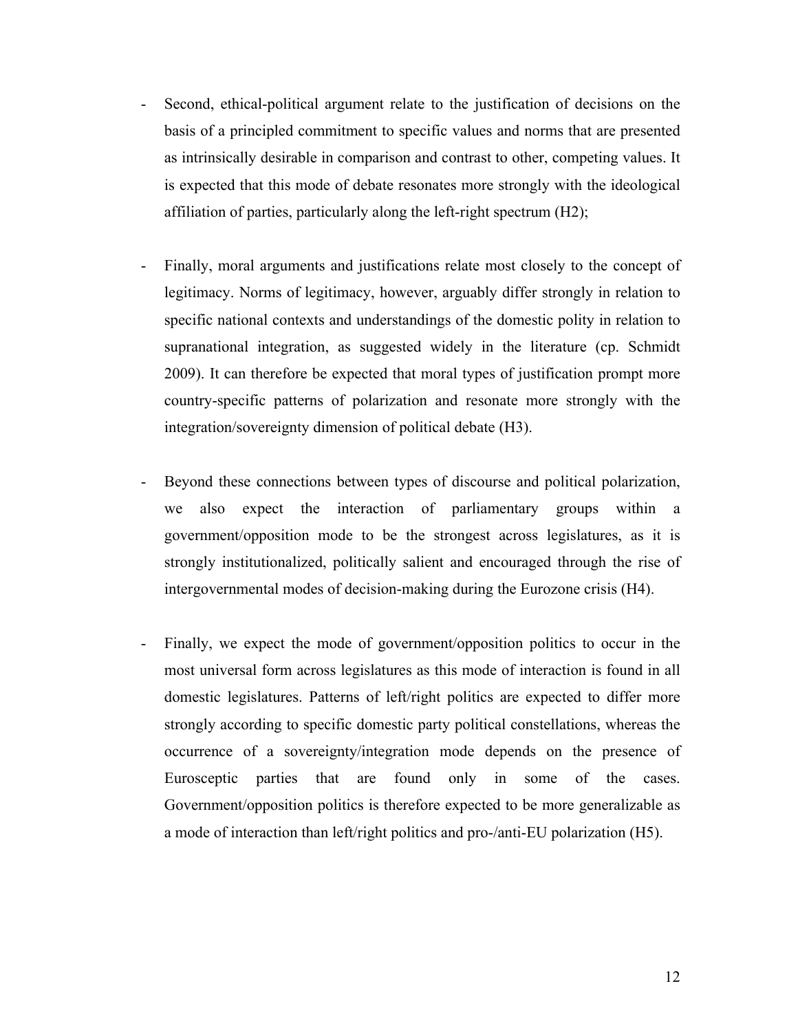- Second, ethical-political argument relate to the justification of decisions on the basis of a principled commitment to specific values and norms that are presented as intrinsically desirable in comparison and contrast to other, competing values. It is expected that this mode of debate resonates more strongly with the ideological affiliation of parties, particularly along the left-right spectrum (H2);

- Finally, moral arguments and justifications relate most closely to the concept of legitimacy. Norms of legitimacy, however, arguably differ strongly in relation to specific national contexts and understandings of the domestic polity in relation to supranational integration, as suggested widely in the literature (cp. Schmidt 2009). It can therefore be expected that moral types of justification prompt more country-specific patterns of polarization and resonate more strongly with the integration/sovereignty dimension of political debate (H3).

- Beyond these connections between types of discourse and political polarization, we also expect the interaction of parliamentary groups within a government/opposition mode to be the strongest across legislatures, as it is strongly institutionalized, politically salient and encouraged through the rise of intergovernmental modes of decision-making during the Eurozone crisis (H4).

- Finally, we expect the mode of government/opposition politics to occur in the most universal form across legislatures as this mode of interaction is found in all domestic legislatures. Patterns of left/right politics are expected to differ more strongly according to specific domestic party political constellations, whereas the occurrence of a sovereignty/integration mode depends on the presence of Eurosceptic parties that are found only in some of the cases. Government/opposition politics is therefore expected to be more generalizable as a mode of interaction than left/right politics and pro-/anti-EU polarization (H5).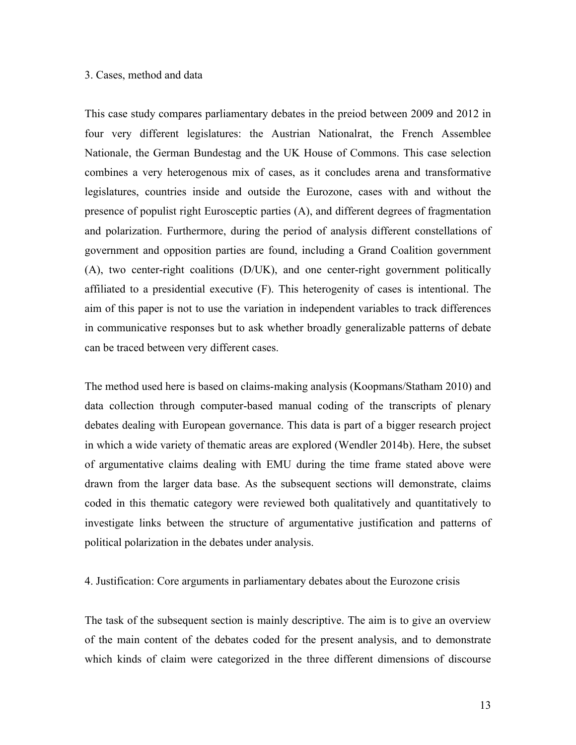## 3. Cases, method and data

This case study compares parliamentary debates in the preiod between 2009 and 2012 in four very different legislatures: the Austrian Nationalrat, the French Assemblee Nationale, the German Bundestag and the UK House of Commons. This case selection combines a very heterogenous mix of cases, as it concludes arena and transformative legislatures, countries inside and outside the Eurozone, cases with and without the presence of populist right Eurosceptic parties (A), and different degrees of fragmentation and polarization. Furthermore, during the period of analysis different constellations of government and opposition parties are found, including a Grand Coalition government (A), two center-right coalitions (D/UK), and one center-right government politically affiliated to a presidential executive (F). This heterogenity of cases is intentional. The aim of this paper is not to use the variation in independent variables to track differences in communicative responses but to ask whether broadly generalizable patterns of debate can be traced between very different cases.

The method used here is based on claims-making analysis (Koopmans/Statham 2010) and data collection through computer-based manual coding of the transcripts of plenary debates dealing with European governance. This data is part of a bigger research project in which a wide variety of thematic areas are explored (Wendler 2014b). Here, the subset of argumentative claims dealing with EMU during the time frame stated above were drawn from the larger data base. As the subsequent sections will demonstrate, claims coded in this thematic category were reviewed both qualitatively and quantitatively to investigate links between the structure of argumentative justification and patterns of political polarization in the debates under analysis.

## 4. Justification: Core arguments in parliamentary debates about the Eurozone crisis

The task of the subsequent section is mainly descriptive. The aim is to give an overview of the main content of the debates coded for the present analysis, and to demonstrate which kinds of claim were categorized in the three different dimensions of discourse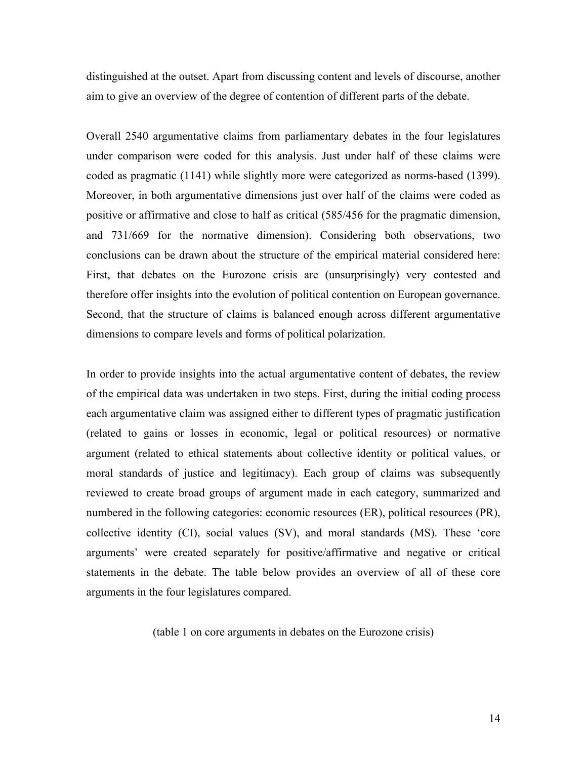distinguished at the outset. Apart from discussing content and levels of discourse, another aim to give an overview of the degree of contention of different parts of the debate.

Overall 2540 argumentative claims from parliamentary debates in the four legislatures under comparison were coded for this analysis. Just under half of these claims were coded as pragmatic (1141) while slightly more were categorized as norms-based (1399). Moreover, in both argumentative dimensions just over half of the claims were coded as positive or affirmative and close to half as critical (585/456 for the pragmatic dimension, and 731/669 for the normative dimension). Considering both observations, two conclusions can be drawn about the structure of the empirical material considered here: First, that debates on the Eurozone crisis are (unsurprisingly) very contested and therefore offer insights into the evolution of political contention on European governance. Second, that the structure of claims is balanced enough across different argumentative dimensions to compare levels and forms of political polarization.

In order to provide insights into the actual argumentative content of debates, the review of the empirical data was undertaken in two steps. First, during the initial coding process each argumentative claim was assigned either to different types of pragmatic justification (related to gains or losses in economic, legal or political resources) or normative argument (related to ethical statements about collective identity or political values, or moral standards of justice and legitimacy). Each group of claims was subsequently reviewed to create broad groups of argument made in each category, summarized and numbered in the following categories: economic resources (ER), political resources (PR), collective identity (CI), social values (SV), and moral standards (MS). These 'core arguments' were created separately for positive/affirmative and negative or critical statements in the debate. The table below provides an overview of all of these core arguments in the four legislatures compared.

(table 1 on core arguments in debates on the Eurozone crisis)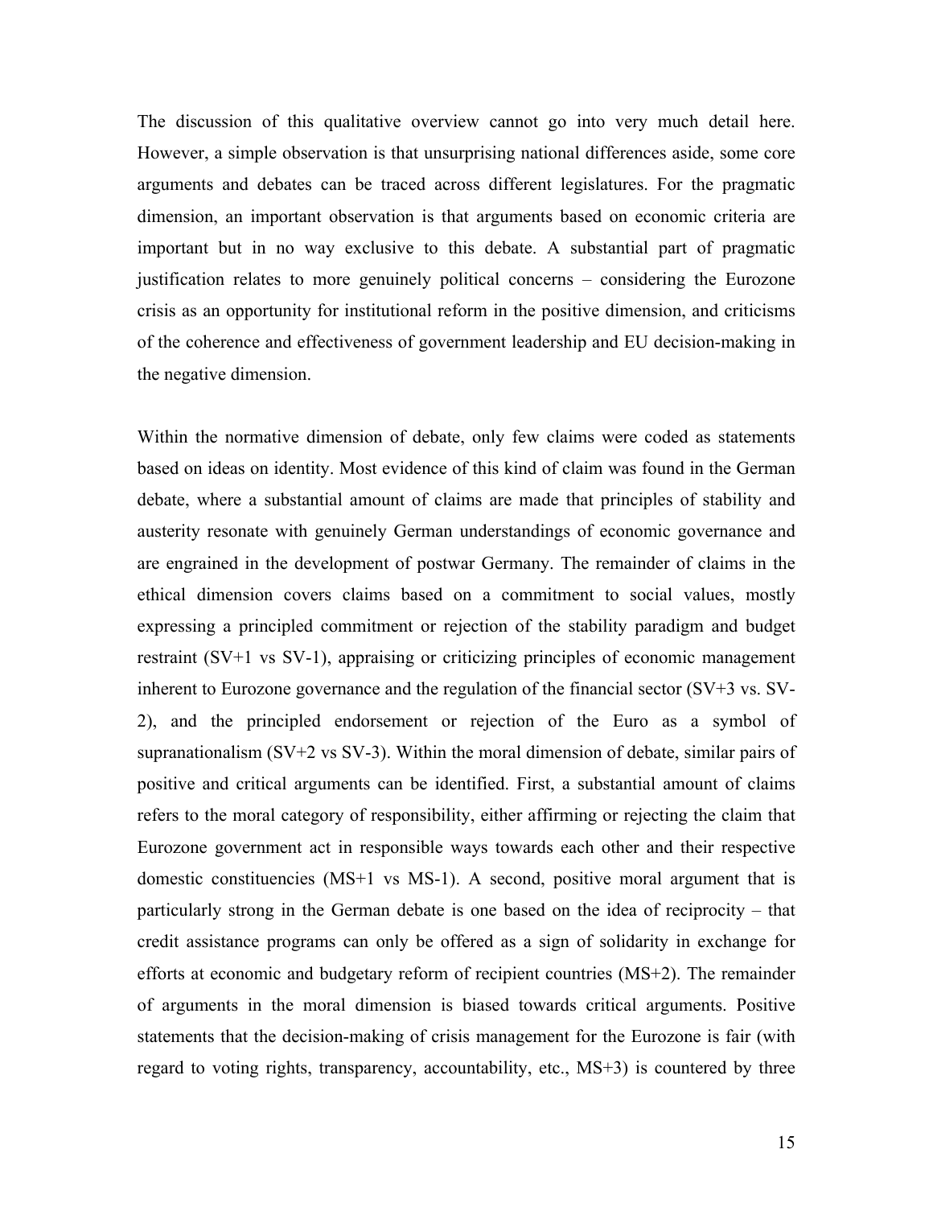The discussion of this qualitative overview cannot go into very much detail here. However, a simple observation is that unsurprising national differences aside, some core arguments and debates can be traced across different legislatures. For the pragmatic dimension, an important observation is that arguments based on economic criteria are important but in no way exclusive to this debate. A substantial part of pragmatic justification relates to more genuinely political concerns – considering the Eurozone crisis as an opportunity for institutional reform in the positive dimension, and criticisms of the coherence and effectiveness of government leadership and EU decision-making in the negative dimension.

Within the normative dimension of debate, only few claims were coded as statements based on ideas on identity. Most evidence of this kind of claim was found in the German debate, where a substantial amount of claims are made that principles of stability and austerity resonate with genuinely German understandings of economic governance and are engrained in the development of postwar Germany. The remainder of claims in the ethical dimension covers claims based on a commitment to social values, mostly expressing a principled commitment or rejection of the stability paradigm and budget restraint (SV+1 vs SV-1), appraising or criticizing principles of economic management inherent to Eurozone governance and the regulation of the financial sector (SV+3 vs. SV-2), and the principled endorsement or rejection of the Euro as a symbol of supranationalism (SV+2 vs SV-3). Within the moral dimension of debate, similar pairs of positive and critical arguments can be identified. First, a substantial amount of claims refers to the moral category of responsibility, either affirming or rejecting the claim that Eurozone government act in responsible ways towards each other and their respective domestic constituencies (MS+1 vs MS-1). A second, positive moral argument that is particularly strong in the German debate is one based on the idea of reciprocity – that credit assistance programs can only be offered as a sign of solidarity in exchange for efforts at economic and budgetary reform of recipient countries (MS+2). The remainder of arguments in the moral dimension is biased towards critical arguments. Positive statements that the decision-making of crisis management for the Eurozone is fair (with regard to voting rights, transparency, accountability, etc., MS+3) is countered by three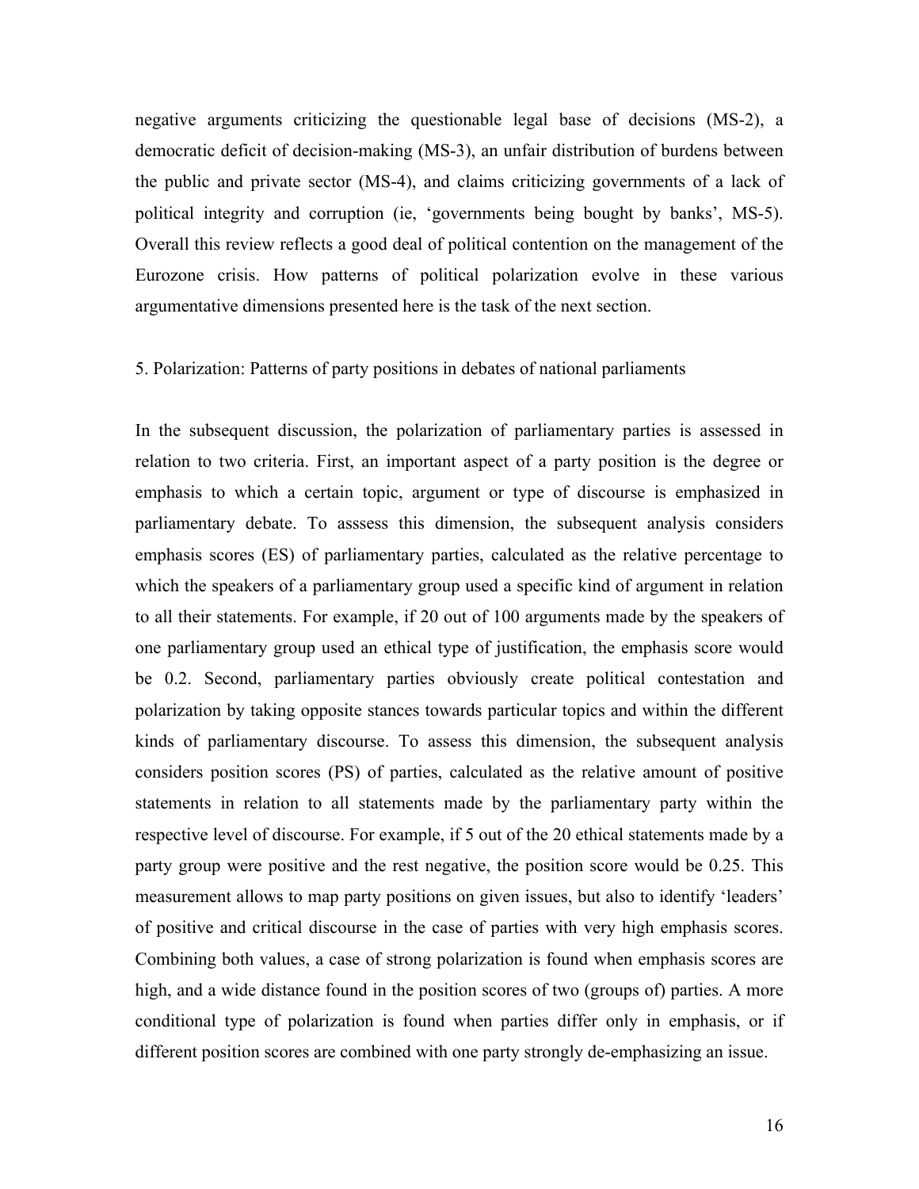negative arguments criticizing the questionable legal base of decisions (MS-2), a democratic deficit of decision-making (MS-3), an unfair distribution of burdens between the public and private sector (MS-4), and claims criticizing governments of a lack of political integrity and corruption (ie, 'governments being bought by banks', MS-5). Overall this review reflects a good deal of political contention on the management of the Eurozone crisis. How patterns of political polarization evolve in these various argumentative dimensions presented here is the task of the next section.

## 5. Polarization: Patterns of party positions in debates of national parliaments

In the subsequent discussion, the polarization of parliamentary parties is assessed in relation to two criteria. First, an important aspect of a party position is the degree or emphasis to which a certain topic, argument or type of discourse is emphasized in parliamentary debate. To asssess this dimension, the subsequent analysis considers emphasis scores (ES) of parliamentary parties, calculated as the relative percentage to which the speakers of a parliamentary group used a specific kind of argument in relation to all their statements. For example, if 20 out of 100 arguments made by the speakers of one parliamentary group used an ethical type of justification, the emphasis score would be 0.2. Second, parliamentary parties obviously create political contestation and polarization by taking opposite stances towards particular topics and within the different kinds of parliamentary discourse. To assess this dimension, the subsequent analysis considers position scores (PS) of parties, calculated as the relative amount of positive statements in relation to all statements made by the parliamentary party within the respective level of discourse. For example, if 5 out of the 20 ethical statements made by a party group were positive and the rest negative, the position score would be 0.25. This measurement allows to map party positions on given issues, but also to identify 'leaders' of positive and critical discourse in the case of parties with very high emphasis scores. Combining both values, a case of strong polarization is found when emphasis scores are high, and a wide distance found in the position scores of two (groups of) parties. A more conditional type of polarization is found when parties differ only in emphasis, or if different position scores are combined with one party strongly de-emphasizing an issue.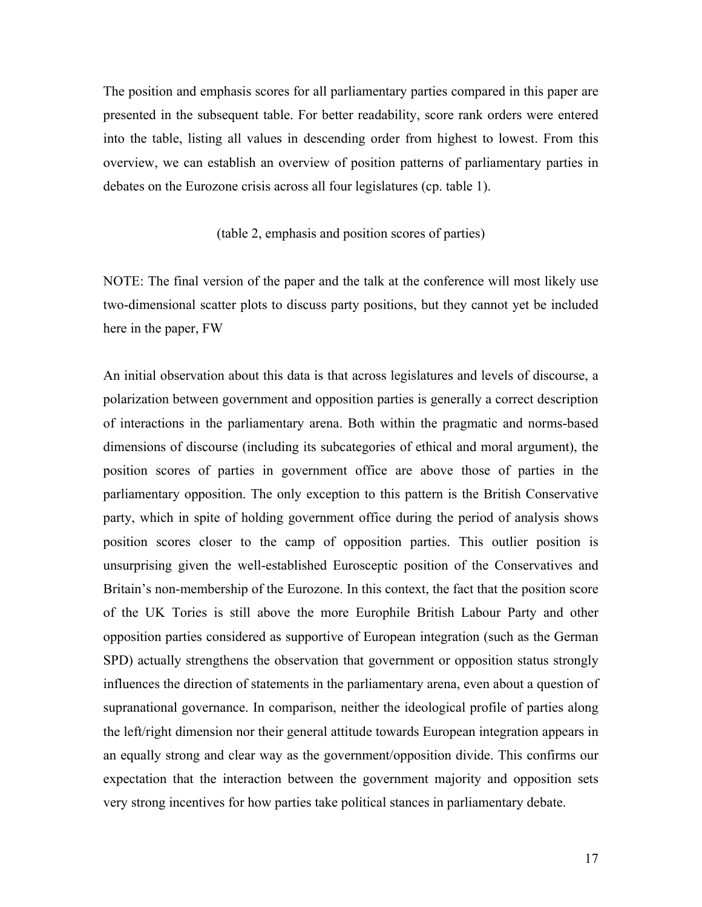The position and emphasis scores for all parliamentary parties compared in this paper are presented in the subsequent table. For better readability, score rank orders were entered into the table, listing all values in descending order from highest to lowest. From this overview, we can establish an overview of position patterns of parliamentary parties in debates on the Eurozone crisis across all four legislatures (cp. table 1).

(table 2, emphasis and position scores of parties)

NOTE: The final version of the paper and the talk at the conference will most likely use two-dimensional scatter plots to discuss party positions, but they cannot yet be included here in the paper, FW

An initial observation about this data is that across legislatures and levels of discourse, a polarization between government and opposition parties is generally a correct description of interactions in the parliamentary arena. Both within the pragmatic and norms-based dimensions of discourse (including its subcategories of ethical and moral argument), the position scores of parties in government office are above those of parties in the parliamentary opposition. The only exception to this pattern is the British Conservative party, which in spite of holding government office during the period of analysis shows position scores closer to the camp of opposition parties. This outlier position is unsurprising given the well-established Eurosceptic position of the Conservatives and Britain's non-membership of the Eurozone. In this context, the fact that the position score of the UK Tories is still above the more Europhile British Labour Party and other opposition parties considered as supportive of European integration (such as the German SPD) actually strengthens the observation that government or opposition status strongly influences the direction of statements in the parliamentary arena, even about a question of supranational governance. In comparison, neither the ideological profile of parties along the left/right dimension nor their general attitude towards European integration appears in an equally strong and clear way as the government/opposition divide. This confirms our expectation that the interaction between the government majority and opposition sets very strong incentives for how parties take political stances in parliamentary debate.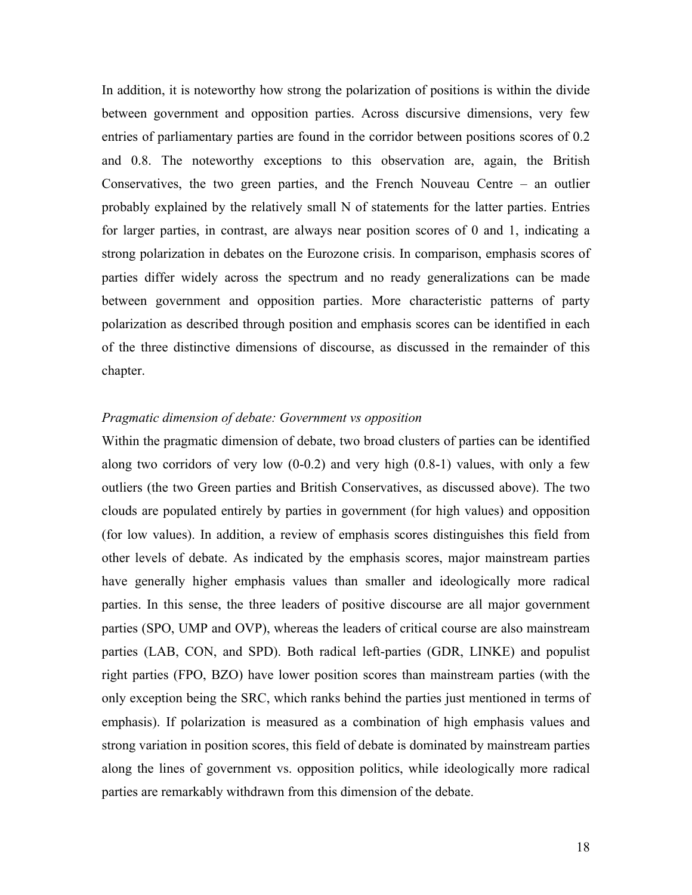In addition, it is noteworthy how strong the polarization of positions is within the divide between government and opposition parties. Across discursive dimensions, very few entries of parliamentary parties are found in the corridor between positions scores of 0.2 and 0.8. The noteworthy exceptions to this observation are, again, the British Conservatives, the two green parties, and the French Nouveau Centre – an outlier probably explained by the relatively small N of statements for the latter parties. Entries for larger parties, in contrast, are always near position scores of 0 and 1, indicating a strong polarization in debates on the Eurozone crisis. In comparison, emphasis scores of parties differ widely across the spectrum and no ready generalizations can be made between government and opposition parties. More characteristic patterns of party polarization as described through position and emphasis scores can be identified in each of the three distinctive dimensions of discourse, as discussed in the remainder of this chapter.

*Pragmatic dimension of debate: Government vs opposition*

Within the pragmatic dimension of debate, two broad clusters of parties can be identified along two corridors of very low (0-0.2) and very high (0.8-1) values, with only a few outliers (the two Green parties and British Conservatives, as discussed above). The two clouds are populated entirely by parties in government (for high values) and opposition (for low values). In addition, a review of emphasis scores distinguishes this field from other levels of debate. As indicated by the emphasis scores, major mainstream parties have generally higher emphasis values than smaller and ideologically more radical parties. In this sense, the three leaders of positive discourse are all major government parties (SPO, UMP and OVP), whereas the leaders of critical course are also mainstream parties (LAB, CON, and SPD). Both radical left-parties (GDR, LINKE) and populist right parties (FPO, BZO) have lower position scores than mainstream parties (with the only exception being the SRC, which ranks behind the parties just mentioned in terms of emphasis). If polarization is measured as a combination of high emphasis values and strong variation in position scores, this field of debate is dominated by mainstream parties along the lines of government vs. opposition politics, while ideologically more radical parties are remarkably withdrawn from this dimension of the debate.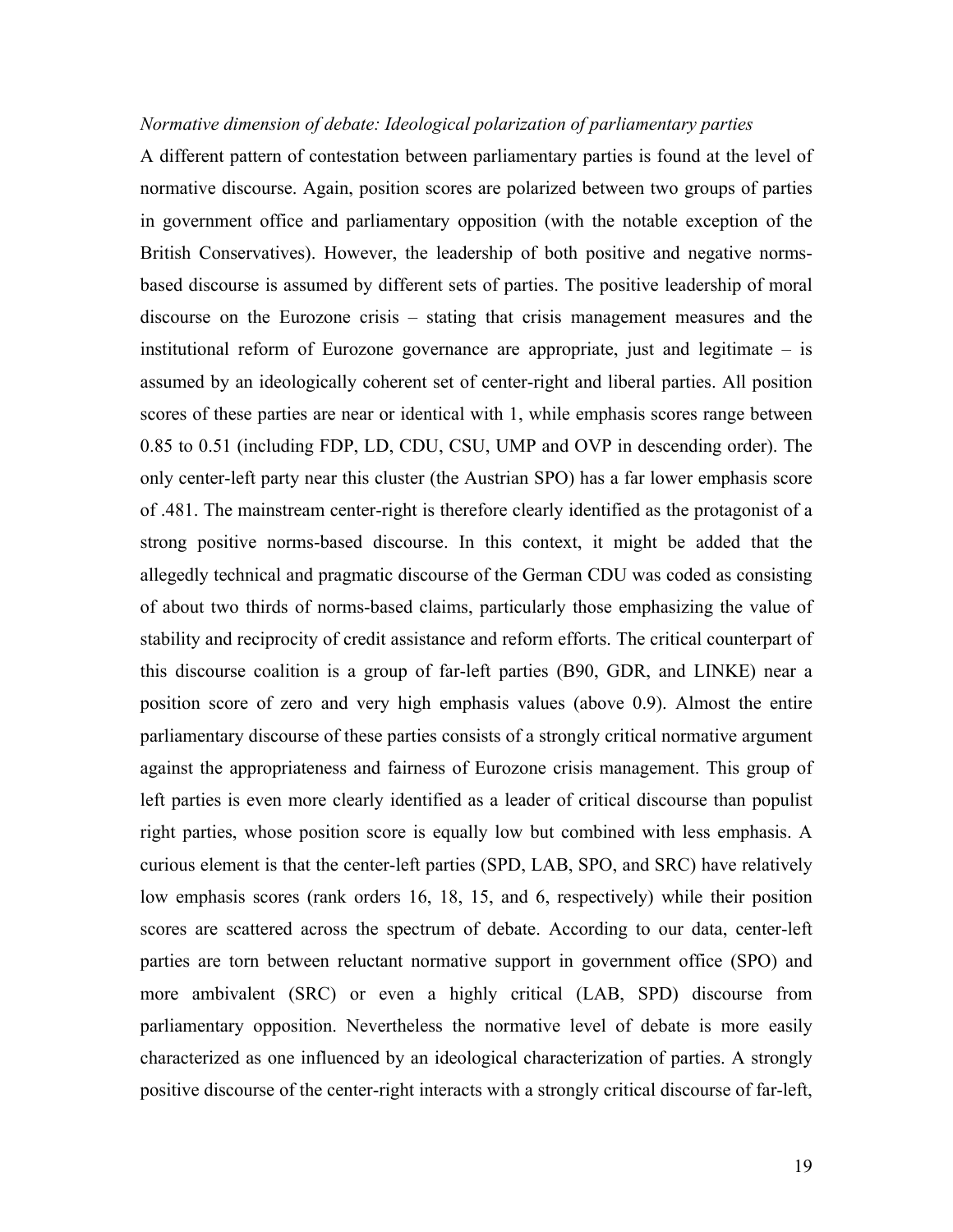*Normative dimension of debate: Ideological polarization of parliamentary parties*

A different pattern of contestation between parliamentary parties is found at the level of normative discourse. Again, position scores are polarized between two groups of parties in government office and parliamentary opposition (with the notable exception of the British Conservatives). However, the leadership of both positive and negative norms-based discourse is assumed by different sets of parties. The positive leadership of moral discourse on the Eurozone crisis – stating that crisis management measures and the institutional reform of Eurozone governance are appropriate, just and legitimate – is assumed by an ideologically coherent set of center-right and liberal parties. All position scores of these parties are near or identical with 1, while emphasis scores range between 0.85 to 0.51 (including FDP, LD, CDU, CSU, UMP and OVP in descending order). The only center-left party near this cluster (the Austrian SPO) has a far lower emphasis score of .481. The mainstream center-right is therefore clearly identified as the protagonist of a strong positive norms-based discourse. In this context, it might be added that the allegedly technical and pragmatic discourse of the German CDU was coded as consisting of about two thirds of norms-based claims, particularly those emphasizing the value of stability and reciprocity of credit assistance and reform efforts. The critical counterpart of this discourse coalition is a group of far-left parties (B90, GDR, and LINKE) near a position score of zero and very high emphasis values (above 0.9). Almost the entire parliamentary discourse of these parties consists of a strongly critical normative argument against the appropriateness and fairness of Eurozone crisis management. This group of left parties is even more clearly identified as a leader of critical discourse than populist right parties, whose position score is equally low but combined with less emphasis. A curious element is that the center-left parties (SPD, LAB, SPO, and SRC) have relatively low emphasis scores (rank orders 16, 18, 15, and 6, respectively) while their position scores are scattered across the spectrum of debate. According to our data, center-left parties are torn between reluctant normative support in government office (SPO) and more ambivalent (SRC) or even a highly critical (LAB, SPD) discourse from parliamentary opposition. Nevertheless the normative level of debate is more easily characterized as one influenced by an ideological characterization of parties. A strongly positive discourse of the center-right interacts with a strongly critical discourse of far-left,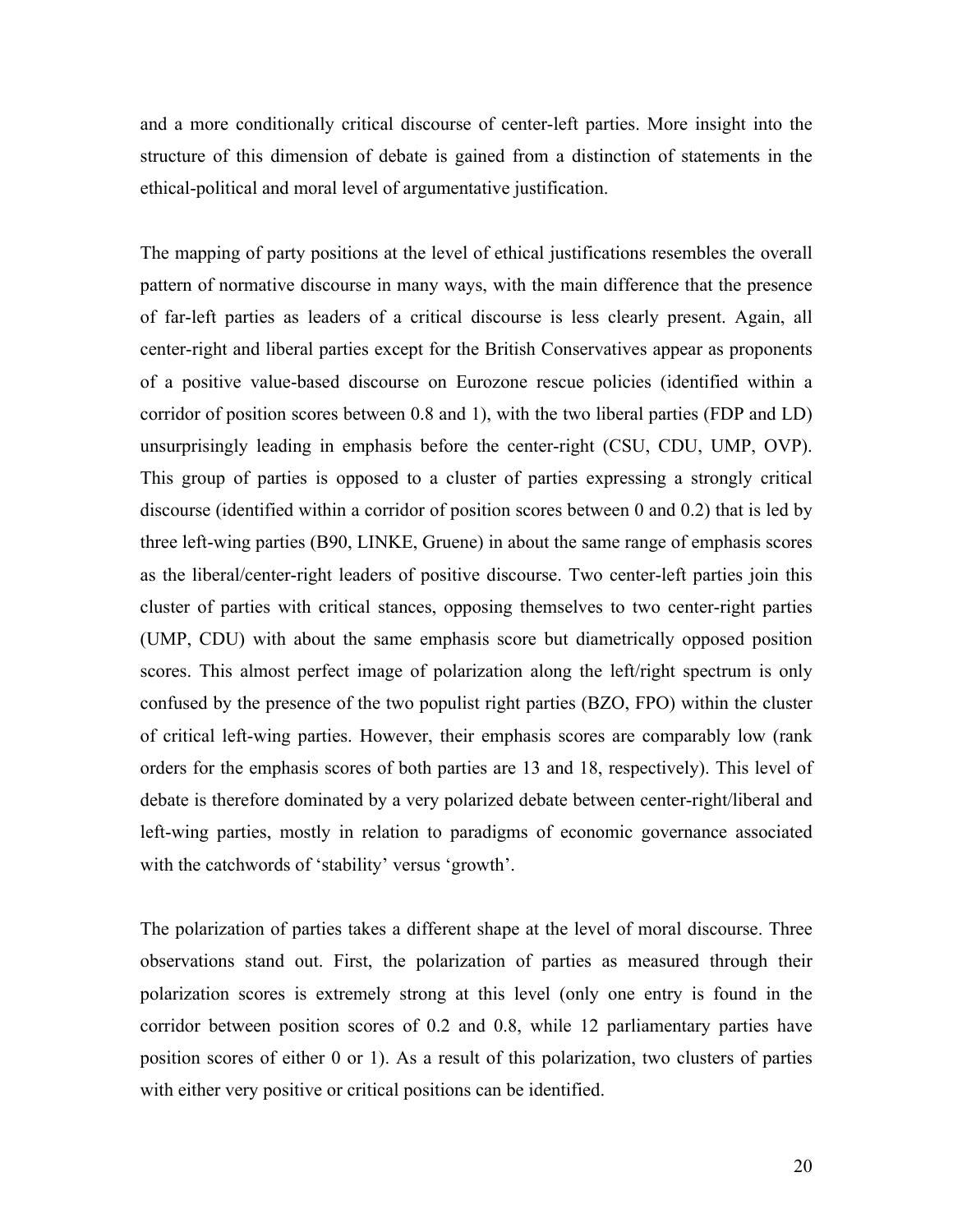and a more conditionally critical discourse of center-left parties. More insight into the structure of this dimension of debate is gained from a distinction of statements in the ethical-political and moral level of argumentative justification.

The mapping of party positions at the level of ethical justifications resembles the overall pattern of normative discourse in many ways, with the main difference that the presence of far-left parties as leaders of a critical discourse is less clearly present. Again, all center-right and liberal parties except for the British Conservatives appear as proponents of a positive value-based discourse on Eurozone rescue policies (identified within a corridor of position scores between 0.8 and 1), with the two liberal parties (FDP and LD) unsurprisingly leading in emphasis before the center-right (CSU, CDU, UMP, OVP). This group of parties is opposed to a cluster of parties expressing a strongly critical discourse (identified within a corridor of position scores between 0 and 0.2) that is led by three left-wing parties (B90, LINKE, Gruene) in about the same range of emphasis scores as the liberal/center-right leaders of positive discourse. Two center-left parties join this cluster of parties with critical stances, opposing themselves to two center-right parties (UMP, CDU) with about the same emphasis score but diametrically opposed position scores. This almost perfect image of polarization along the left/right spectrum is only confused by the presence of the two populist right parties (BZO, FPO) within the cluster of critical left-wing parties. However, their emphasis scores are comparably low (rank orders for the emphasis scores of both parties are 13 and 18, respectively). This level of debate is therefore dominated by a very polarized debate between center-right/liberal and left-wing parties, mostly in relation to paradigms of economic governance associated with the catchwords of 'stability' versus 'growth'.

The polarization of parties takes a different shape at the level of moral discourse. Three observations stand out. First, the polarization of parties as measured through their polarization scores is extremely strong at this level (only one entry is found in the corridor between position scores of 0.2 and 0.8, while 12 parliamentary parties have position scores of either 0 or 1). As a result of this polarization, two clusters of parties with either very positive or critical positions can be identified.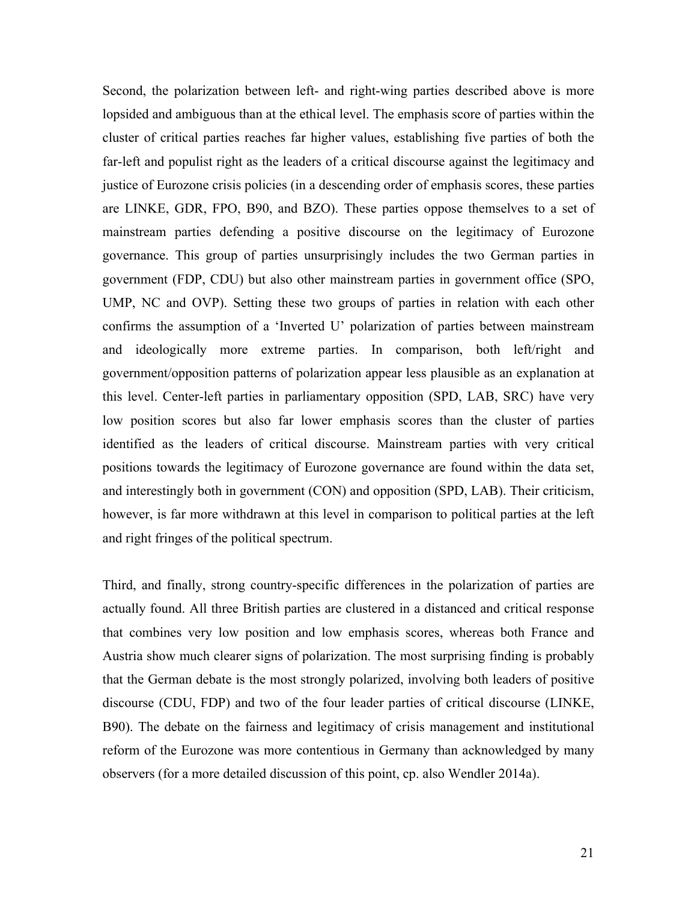Second, the polarization between left- and right-wing parties described above is more lopsided and ambiguous than at the ethical level. The emphasis score of parties within the cluster of critical parties reaches far higher values, establishing five parties of both the far-left and populist right as the leaders of a critical discourse against the legitimacy and justice of Eurozone crisis policies (in a descending order of emphasis scores, these parties are LINKE, GDR, FPO, B90, and BZO). These parties oppose themselves to a set of mainstream parties defending a positive discourse on the legitimacy of Eurozone governance. This group of parties unsurprisingly includes the two German parties in government (FDP, CDU) but also other mainstream parties in government office (SPO, UMP, NC and OVP). Setting these two groups of parties in relation with each other confirms the assumption of a 'Inverted U' polarization of parties between mainstream and ideologically more extreme parties. In comparison, both left/right and government/opposition patterns of polarization appear less plausible as an explanation at this level. Center-left parties in parliamentary opposition (SPD, LAB, SRC) have very low position scores but also far lower emphasis scores than the cluster of parties identified as the leaders of critical discourse. Mainstream parties with very critical positions towards the legitimacy of Eurozone governance are found within the data set, and interestingly both in government (CON) and opposition (SPD, LAB). Their criticism, however, is far more withdrawn at this level in comparison to political parties at the left and right fringes of the political spectrum.

Third, and finally, strong country-specific differences in the polarization of parties are actually found. All three British parties are clustered in a distanced and critical response that combines very low position and low emphasis scores, whereas both France and Austria show much clearer signs of polarization. The most surprising finding is probably that the German debate is the most strongly polarized, involving both leaders of positive discourse (CDU, FDP) and two of the four leader parties of critical discourse (LINKE, B90). The debate on the fairness and legitimacy of crisis management and institutional reform of the Eurozone was more contentious in Germany than acknowledged by many observers (for a more detailed discussion of this point, cp. also Wendler 2014a).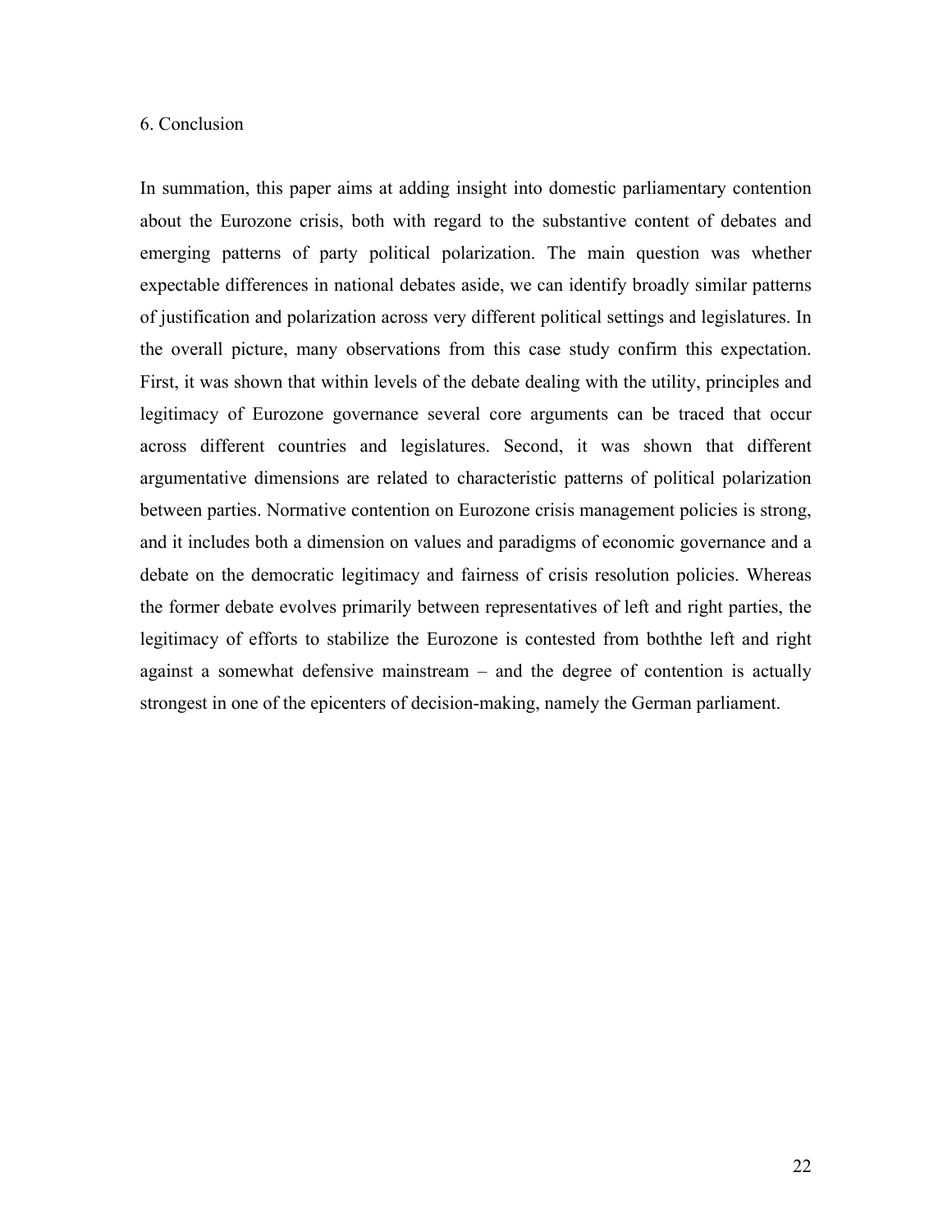## 6. Conclusion

In summation, this paper aims at adding insight into domestic parliamentary contention about the Eurozone crisis, both with regard to the substantive content of debates and emerging patterns of party political polarization. The main question was whether expectable differences in national debates aside, we can identify broadly similar patterns of justification and polarization across very different political settings and legislatures. In the overall picture, many observations from this case study confirm this expectation. First, it was shown that within levels of the debate dealing with the utility, principles and legitimacy of Eurozone governance several core arguments can be traced that occur across different countries and legislatures. Second, it was shown that different argumentative dimensions are related to characteristic patterns of political polarization between parties. Normative contention on Eurozone crisis management policies is strong, and it includes both a dimension on values and paradigms of economic governance and a debate on the democratic legitimacy and fairness of crisis resolution policies. Whereas the former debate evolves primarily between representatives of left and right parties, the legitimacy of efforts to stabilize the Eurozone is contested from boththe left and right against a somewhat defensive mainstream – and the degree of contention is actually strongest in one of the epicenters of decision-making, namely the German parliament.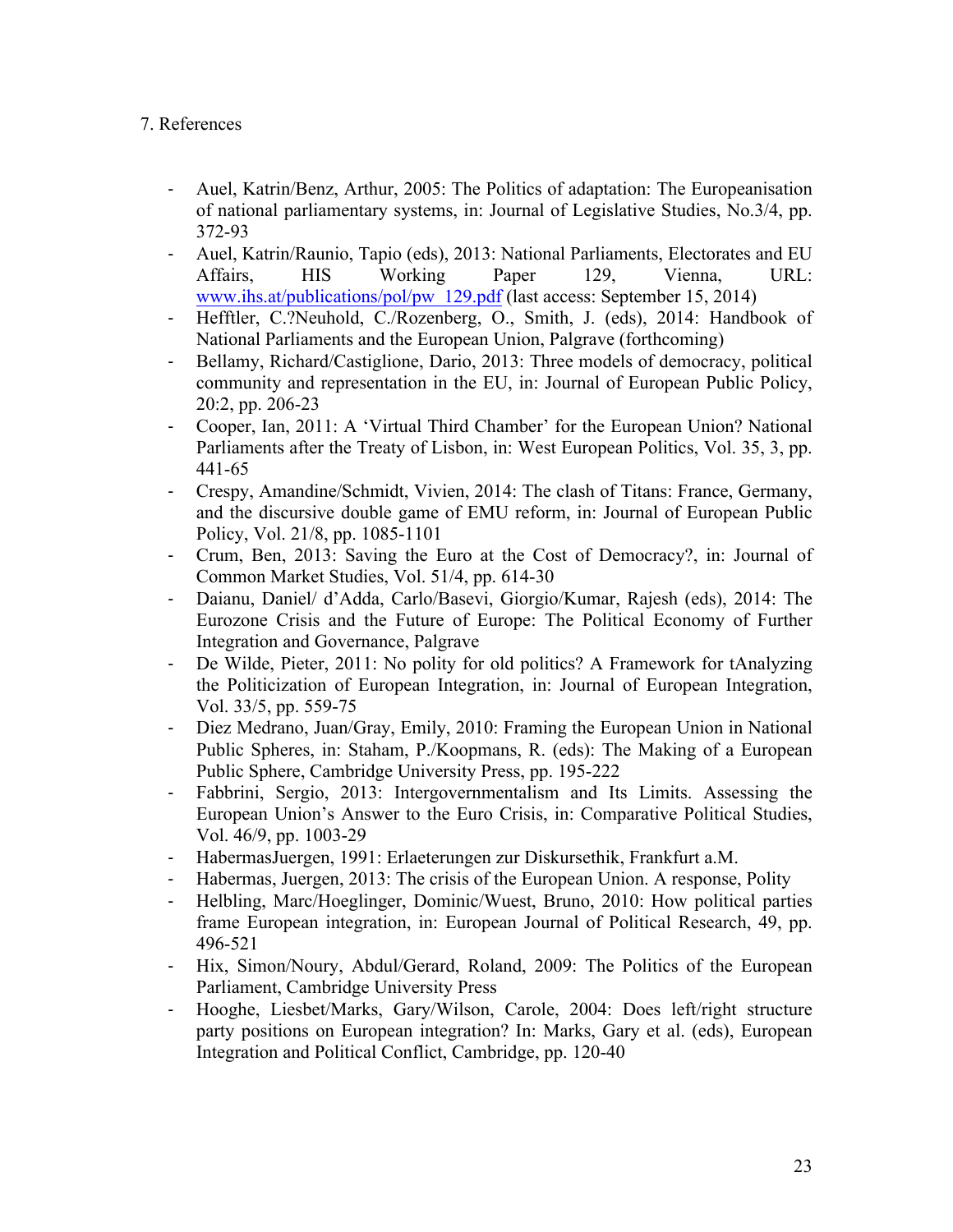7. References

- Auel, Katrin/Benz, Arthur, 2005: The Politics of adaptation: The Europeanisation of national parliamentary systems, in: Journal of Legislative Studies, No.3/4, pp. 372-93
- Auel, Katrin/Raunio, Tapio (eds), 2013: National Parliaments, Electorates and EU Affairs, HIS Working Paper 129, Vienna, URL: www.ihs.at/publications/pol/pw_129.pdf (last access: September 15, 2014)
- Hefftler, C.?Neuhold, C./Rozenberg, O., Smith, J. (eds), 2014: Handbook of National Parliaments and the European Union, Palgrave (forthcoming)
- Bellamy, Richard/Castiglione, Dario, 2013: Three models of democracy, political community and representation in the EU, in: Journal of European Public Policy, 20:2, pp. 206-23
- Cooper, Ian, 2011: A 'Virtual Third Chamber' for the European Union? National Parliaments after the Treaty of Lisbon, in: West European Politics, Vol. 35, 3, pp. 441-65
- Crespy, Amandine/Schmidt, Vivien, 2014: The clash of Titans: France, Germany, and the discursive double game of EMU reform, in: Journal of European Public Policy, Vol. 21/8, pp. 1085-1101
- Crum, Ben, 2013: Saving the Euro at the Cost of Democracy?, in: Journal of Common Market Studies, Vol. 51/4, pp. 614-30
- Daianu, Daniel/ d'Adda, Carlo/Basevi, Giorgio/Kumar, Rajesh (eds), 2014: The Eurozone Crisis and the Future of Europe: The Political Economy of Further Integration and Governance, Palgrave
- De Wilde, Pieter, 2011: No polity for old politics? A Framework for tAnalyzing the Politicization of European Integration, in: Journal of European Integration, Vol. 33/5, pp. 559-75
- Diez Medrano, Juan/Gray, Emily, 2010: Framing the European Union in National Public Spheres, in: Staham, P./Koopmans, R. (eds): The Making of a European Public Sphere, Cambridge University Press, pp. 195-222
- Fabbrini, Sergio, 2013: Intergovernmentalism and Its Limits. Assessing the European Union's Answer to the Euro Crisis, in: Comparative Political Studies, Vol. 46/9, pp. 1003-29
- HabermasJuergen, 1991: Erlaeterungen zur Diskursethik, Frankfurt a.M.
- Habermas, Juergen, 2013: The crisis of the European Union. A response, Polity
- Helbling, Marc/Hoeglinger, Dominic/Wuest, Bruno, 2010: How political parties frame European integration, in: European Journal of Political Research, 49, pp. 496-521
- Hix, Simon/Noury, Abdul/Gerard, Roland, 2009: The Politics of the European Parliament, Cambridge University Press
- Hooghe, Liesbet/Marks, Gary/Wilson, Carole, 2004: Does left/right structure party positions on European integration? In: Marks, Gary et al. (eds), European Integration and Political Conflict, Cambridge, pp. 120-40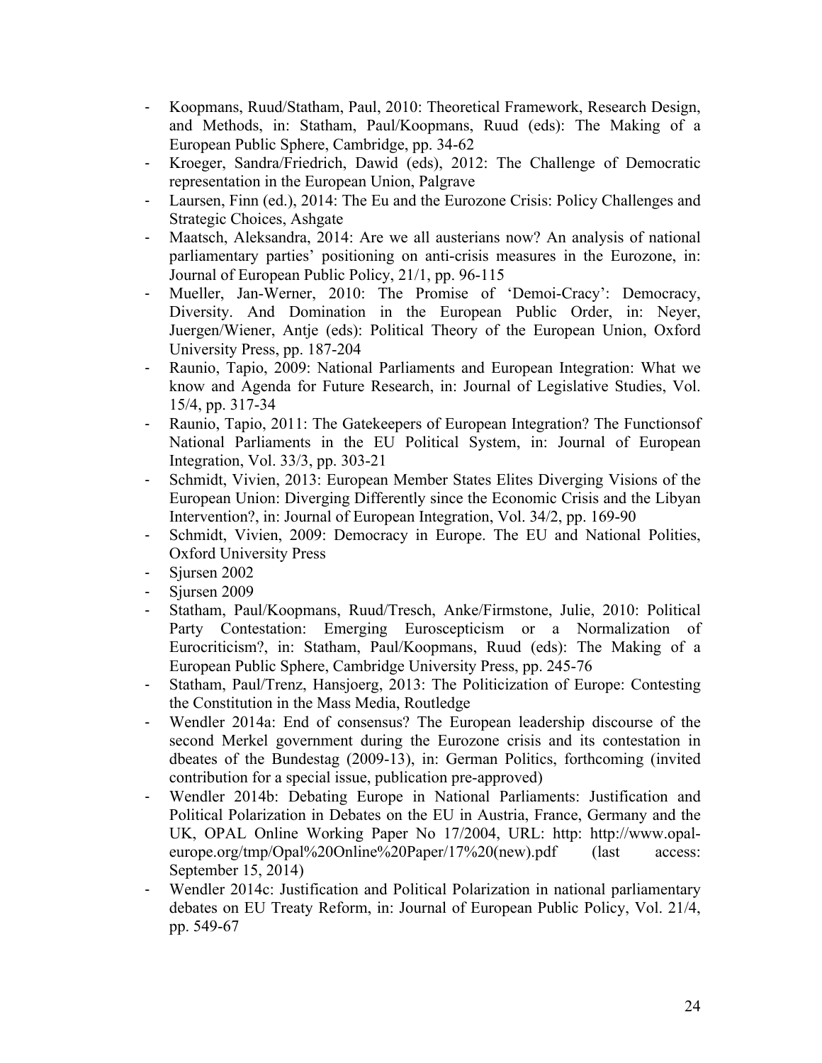- Koopmans, Ruud/Statham, Paul, 2010: Theoretical Framework, Research Design, and Methods, in: Statham, Paul/Koopmans, Ruud (eds): The Making of a European Public Sphere, Cambridge, pp. 34-62
- Kroeger, Sandra/Friedrich, Dawid (eds), 2012: The Challenge of Democratic representation in the European Union, Palgrave
- Laursen, Finn (ed.), 2014: The Eu and the Eurozone Crisis: Policy Challenges and Strategic Choices, Ashgate
- Maatsch, Aleksandra, 2014: Are we all austerians now? An analysis of national parliamentary parties' positioning on anti-crisis measures in the Eurozone, in: Journal of European Public Policy, 21/1, pp. 96-115
- Mueller, Jan-Werner, 2010: The Promise of 'Demoi-Cracy': Democracy, Diversity. And Domination in the European Public Order, in: Neyer, Juergen/Wiener, Antje (eds): Political Theory of the European Union, Oxford University Press, pp. 187-204
- Raunio, Tapio, 2009: National Parliaments and European Integration: What we know and Agenda for Future Research, in: Journal of Legislative Studies, Vol. 15/4, pp. 317-34
- Raunio, Tapio, 2011: The Gatekeepers of European Integration? The Functionsof National Parliaments in the EU Political System, in: Journal of European Integration, Vol. 33/3, pp. 303-21
- Schmidt, Vivien, 2013: European Member States Elites Diverging Visions of the European Union: Diverging Differently since the Economic Crisis and the Libyan Intervention?, in: Journal of European Integration, Vol. 34/2, pp. 169-90
- Schmidt, Vivien, 2009: Democracy in Europe. The EU and National Polities, Oxford University Press
- Sjursen 2002
- Sjursen 2009
- Statham, Paul/Koopmans, Ruud/Tresch, Anke/Firmstone, Julie, 2010: Political Party Contestation: Emerging Euroscepticism or a Normalization of Eurocriticism?, in: Statham, Paul/Koopmans, Ruud (eds): The Making of a European Public Sphere, Cambridge University Press, pp. 245-76
- Statham, Paul/Trenz, Hansjoerg, 2013: The Politicization of Europe: Contesting the Constitution in the Mass Media, Routledge
- Wendler 2014a: End of consensus? The European leadership discourse of the second Merkel government during the Eurozone crisis and its contestation in dbeates of the Bundestag (2009-13), in: German Politics, forthcoming (invited contribution for a special issue, publication pre-approved)
- Wendler 2014b: Debating Europe in National Parliaments: Justification and Political Polarization in Debates on the EU in Austria, France, Germany and the UK, OPAL Online Working Paper No 17/2004, URL: http: http://www.opal-europe.org/tmp/Opal%20Online%20Paper/17%20(new).pdf (last access: September 15, 2014)
- Wendler 2014c: Justification and Political Polarization in national parliamentary debates on EU Treaty Reform, in: Journal of European Public Policy, Vol. 21/4, pp. 549-67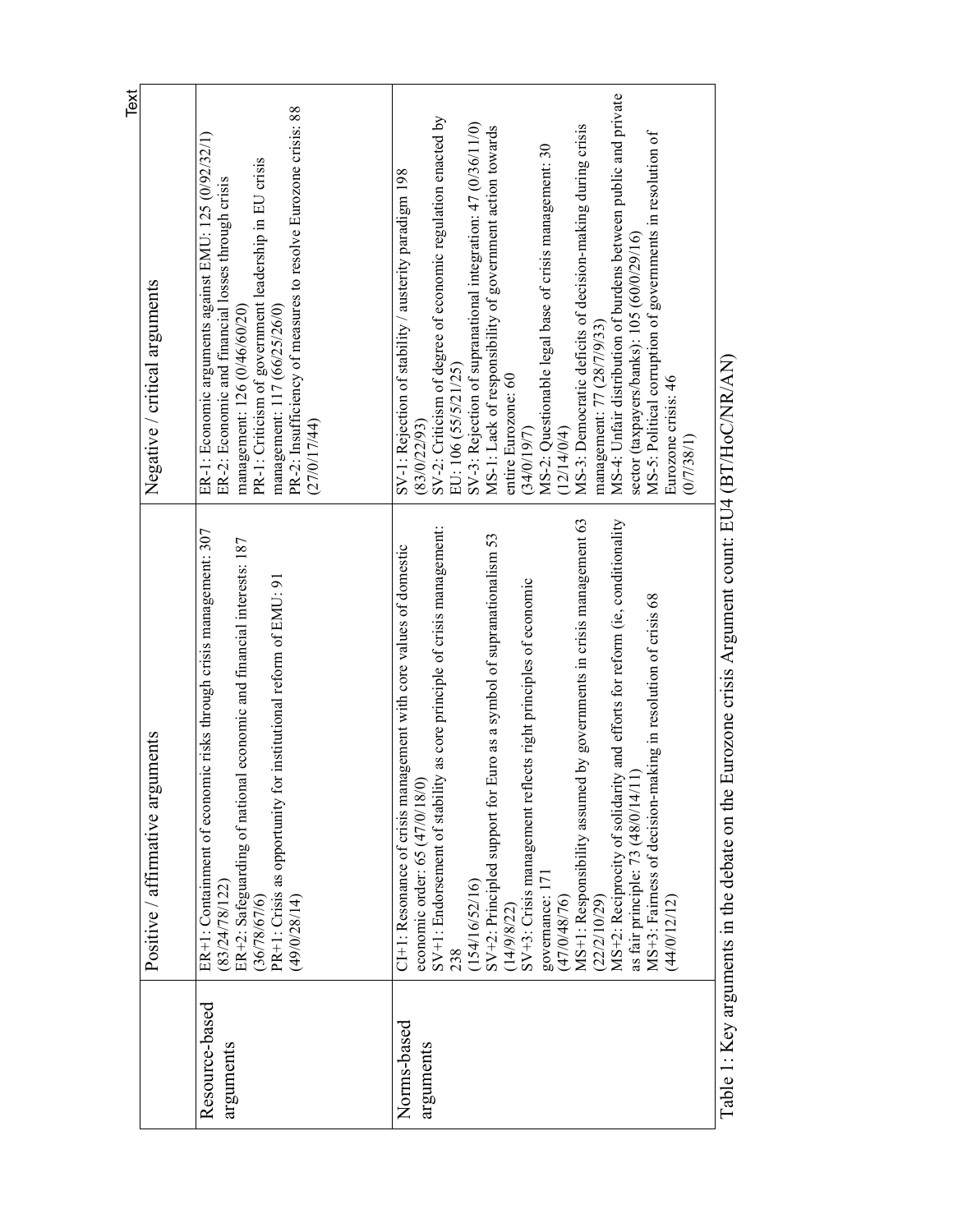| | Positive / affirmative arguments | Negative / critical arguments |
|---|---|---|
| Resource-based arguments | ER+1: Containment of economic risks through crisis management: 307 (83/24/78/122)<br>ER+2: Safeguarding of national economic and financial interests: 187 (36/78/67/6)<br>PR+1: Crisis as opportunity for institutional reform of EMU: 91 (49/0/28/14) | ER-1: Economic arguments against EMU: 125 (0/92/32/1)<br>ER-2: Economic and financial losses through crisis management: 126 (0/46/60/20)<br>PR-1: Criticism of government leadership in EU crisis management: 117 (66/25/26/0)<br>PR-2: Insufficiency of measures to resolve Eurozone crisis: 88 (27/0/17/44) |
| Norms-based arguments | CI+1: Resonance of crisis management with core values of domestic economic order: 65 (47/0/18/0)<br>SV+1: Endorsement of stability as core principle of crisis management: 238 (154/16/52/16)<br>SV+2: Principled support for Euro as a symbol of supranationalism 53 (14/9/8/22)<br>SV+3: Crisis management reflects right principles of economic governance: 171 (47/0/48/76)<br>MS+1: Responsibility assumed by governments in crisis management 63 (22/2/10/29)<br>MS+2: Reciprocity of solidarity and efforts for reform (ie, conditionality as fair principle: 73 (48/0/14/11)<br>MS+3: Fairness of decision-making in resolution of crisis 68 (44/0/12/12) | SV-1: Rejection of stability / austerity paradigm 198 (83/0/22/93)<br>SV-2: Criticism of degree of economic regulation enacted by EU: 106 (55/5/21/25)<br>SV-3: Rejection of supranational integration: 47 (0/36/11/0)<br>MS-1: Lack of responsibility of government action towards entire Eurozone: 60 (34/0/19/7)<br>MS-2: Questionable legal base of crisis management: 30 (12/14/0/4)<br>MS-3: Democratic deficits of decision-making during crisis management: 77 (28/7/9/33)<br>MS-4: Unfair distribution of burdens between public and private sector (taxpayers/banks): 105 (60/0/29/16)<br>MS-5: Political corruption of governments in resolution of Eurozone crisis: 46 (0/7/38/1) |

Table 1: Key arguments in the debate on the Eurozone crisis Argument count: EU4 (BT/HoC/NR/AN)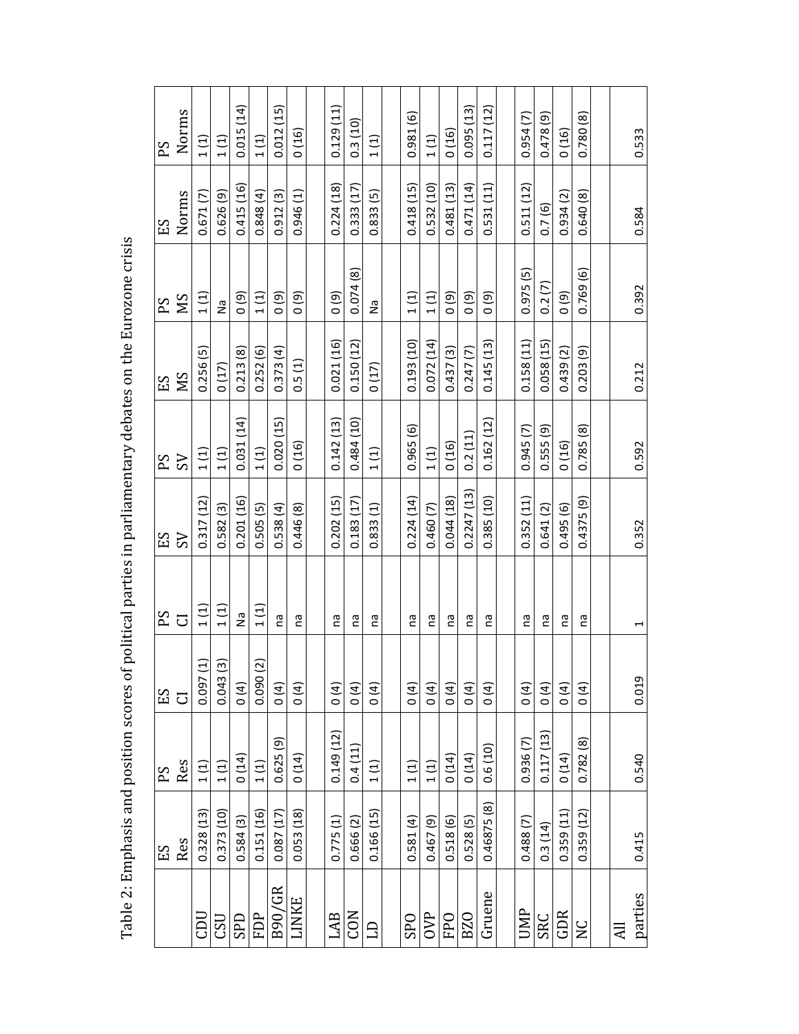Table 2: Emphasis and position scores of political parties in parliamentary debates on the Eurozone crisis

| | ES Res | PS Res | ES CI | PS CI | ES SV | PS SV | ES MS | PS MS | ES Norms | PS Norms |
|---|---|---|---|---|---|---|---|---|---|---|
| CDU | 0.328 (13) | 1 (1) | 0.097 (1) | 1 (1) | 0.317 (12) | 1 (1) | 0.256 (5) | 1 (1) | 0.671 (7) | 1 (1) |
| CSU | 0.373 (10) | 1 (1) | 0.043 (3) | 1 (1) | 0.582 (3) | 1 (1) | 0 (17) | Na | 0.626 (9) | 1 (1) |
| SPD | 0.584 (3) | 0 (14) | 0 (4) | Na | 0.201 (16) | 0.031 (14) | 0.213 (8) | 0 (9) | 0.415 (16) | 0.015 (14) |
| FDP | 0.151 (16) | 1 (1) | 0.090 (2) | 1 (1) | 0.505 (5) | 1 (1) | 0.252 (6) | 1 (1) | 0.848 (4) | 1 (1) |
| B90/GR | 0.087 (17) | 0.625 (9) | 0 (4) | na | 0.538 (4) | 0.020 (15) | 0.373 (4) | 0 (9) | 0.912 (3) | 0.012 (15) |
| LINKE | 0.053 (18) | 0 (14) | 0 (4) | na | 0.446 (8) | 0 (16) | 0.5 (1) | 0 (9) | 0.946 (1) | 0 (16) |
| | | | | | | | | | | |
| LAB | 0.775 (1) | 0.149 (12) | 0 (4) | na | 0.202 (15) | 0.142 (13) | 0.021 (16) | 0 (9) | 0.224 (18) | 0.129 (11) |
| CON | 0.666 (2) | 0.4 (11) | 0 (4) | na | 0.183 (17) | 0.484 (10) | 0.150 (12) | 0.074 (8) | 0.333 (17) | 0.3 (10) |
| LD | 0.166 (15) | 1 (1) | 0 (4) | na | 0.833 (1) | 1 (1) | 0 (17) | Na | 0.833 (5) | 1 (1) |
| | | | | | | | | | | |
| SPO | 0.581 (4) | 1 (1) | 0 (4) | na | 0.224 (14) | 0.965 (6) | 0.193 (10) | 1 (1) | 0.418 (15) | 0.981 (6) |
| OVP | 0.467 (9) | 1 (1) | 0 (4) | na | 0.460 (7) | 1 (1) | 0.072 (14) | 1 (1) | 0.532 (10) | 1 (1) |
| FPO | 0.518 (6) | 0 (14) | 0 (4) | na | 0.044 (18) | 0 (16) | 0.437 (3) | 0 (9) | 0.481 (13) | 0 (16) |
| BZO | 0.528 (5) | 0 (14) | 0 (4) | na | 0.2247 (13) | 0.2 (11) | 0.247 (7) | 0 (9) | 0.471 (14) | 0.095 (13) |
| Gruene | 0.46875 (8) | 0.6 (10) | 0 (4) | na | 0.385 (10) | 0.162 (12) | 0.145 (13) | 0 (9) | 0.531 (11) | 0.117 (12) |
| | | | | | | | | | | |
| UMP | 0.488 (7) | 0.936 (7) | 0 (4) | na | 0.352 (11) | 0.945 (7) | 0.158 (11) | 0.975 (5) | 0.511 (12) | 0.954 (7) |
| SRC | 0.3 (14) | 0.117 (13) | 0 (4) | na | 0.641 (2) | 0.555 (9) | 0.058 (15) | 0.2 (7) | 0.7 (6) | 0.478 (9) |
| GDR | 0.359 (11) | 0 (14) | 0 (4) | na | 0.495 (6) | 0 (16) | 0.439 (2) | 0 (9) | 0.934 (2) | 0 (16) |
| NC | 0.359 (12) | 0.782 (8) | 0 (4) | na | 0.4375 (9) | 0.785 (8) | 0.203 (9) | 0.769 (6) | 0.640 (8) | 0.780 (8) |
| | | | | | | | | | | |
| All parties | 0.415 | 0.540 | 0.019 | 1 | 0.352 | 0.592 | 0.212 | 0.392 | 0.584 | 0.533 |